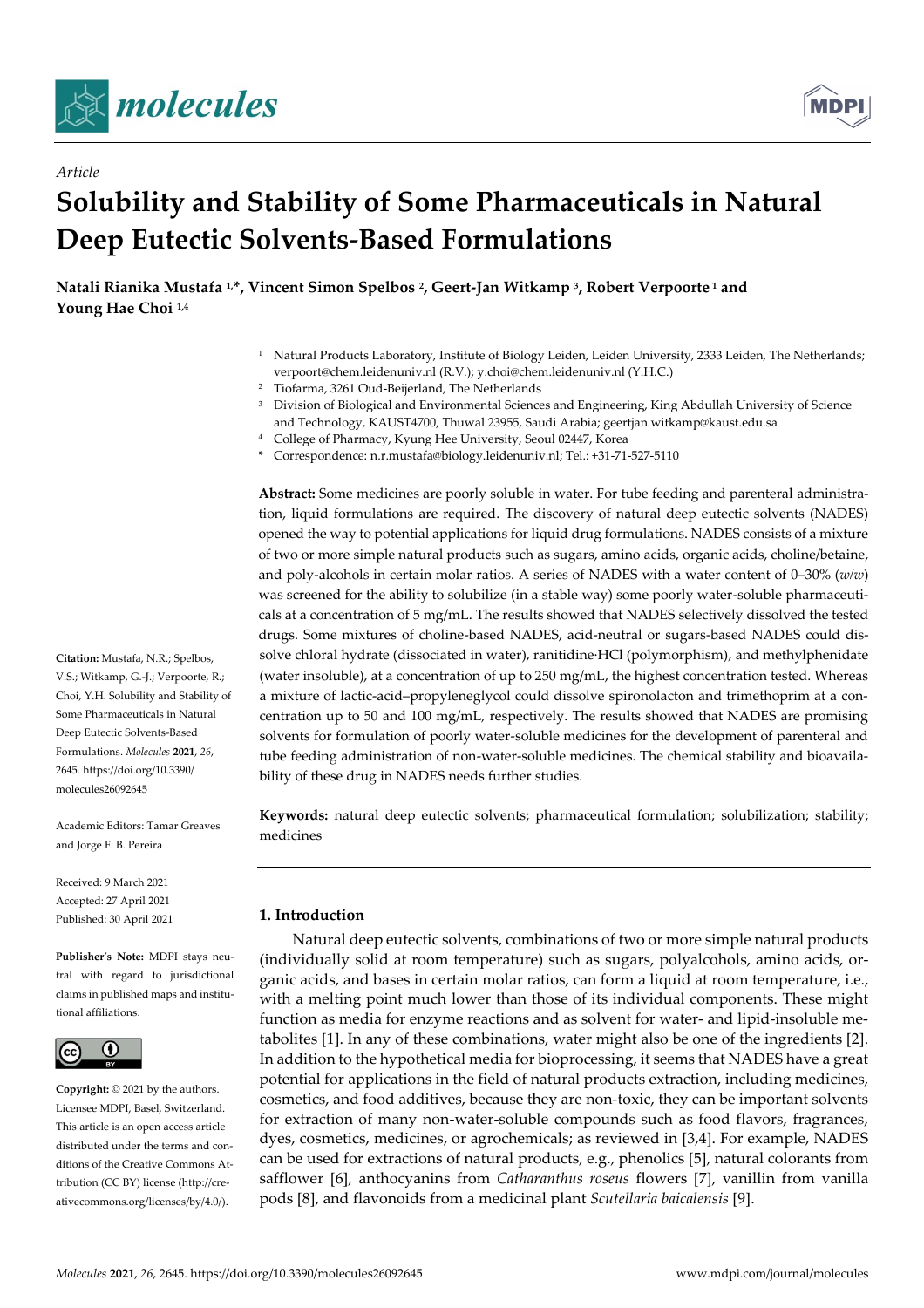*Article*

# Solubility and Stability of Some Pharmaceuticals in Natural Deep Eutectic Solvents-Based Formulations

**Natali Rianika Mustafa [1,*], Vincent Simon Spelbos [2], Geert-Jan Witkamp [3], Robert Verpoorte [1] and Young Hae Choi [1,4]**

[1] Natural Products Laboratory, Institute of Biology Leiden, Leiden University, 2333 Leiden, The Netherlands; verpoort@chem.leidenuniv.nl (R.V.); y.choi@chem.leidenuniv.nl (Y.H.C.)
[2] Tiofarma, 3261 Oud-Beijerland, The Netherlands
[3] Division of Biological and Environmental Sciences and Engineering, King Abdullah University of Science and Technology, KAUST4700, Thuwal 23955, Saudi Arabia; geertjan.witkamp@kaust.edu.sa
[4] College of Pharmacy, Kyung Hee University, Seoul 02447, Korea
* Correspondence: n.r.mustafa@biology.leidenuniv.nl; Tel.: +31-71-527-5110

**Abstract:** Some medicines are poorly soluble in water. For tube feeding and parenteral administration, liquid formulations are required. The discovery of natural deep eutectic solvents (NADES) opened the way to potential applications for liquid drug formulations. NADES consists of a mixture of two or more simple natural products such as sugars, amino acids, organic acids, choline/betaine, and poly-alcohols in certain molar ratios. A series of NADES with a water content of 0–30% (*w*/*w*) was screened for the ability to solubilize (in a stable way) some poorly water-soluble pharmaceuticals at a concentration of 5 mg/mL. The results showed that NADES selectively dissolved the tested drugs. Some mixtures of choline-based NADES, acid-neutral or sugars-based NADES could dissolve chloral hydrate (dissociated in water), ranitidine·HCl (polymorphism), and methylphenidate (water insoluble), at a concentration of up to 250 mg/mL, the highest concentration tested. Whereas a mixture of lactic-acid–propyleneglycol could dissolve spironolacton and trimethoprim at a concentration up to 50 and 100 mg/mL, respectively. The results showed that NADES are promising solvents for formulation of poorly water-soluble medicines for the development of parenteral and tube feeding administration of non-water-soluble medicines. The chemical stability and bioavailability of these drug in NADES needs further studies.

**Keywords:** natural deep eutectic solvents; pharmaceutical formulation; solubilization; stability; medicines

**Citation:** Mustafa, N.R.; Spelbos, V.S.; Witkamp, G.-J.; Verpoorte, R.; Choi, Y.H. Solubility and Stability of Some Pharmaceuticals in Natural Deep Eutectic Solvents-Based Formulations. *Molecules* **2021**, *26*, 2645. https://doi.org/10.3390/molecules26092645

Academic Editors: Tamar Greaves and Jorge F. B. Pereira

Received: 9 March 2021
Accepted: 27 April 2021
Published: 30 April 2021

**Publisher's Note:** MDPI stays neutral with regard to jurisdictional claims in published maps and institutional affiliations.

**Copyright:** © 2021 by the authors. Licensee MDPI, Basel, Switzerland. This article is an open access article distributed under the terms and conditions of the Creative Commons Attribution (CC BY) license (http://creativecommons.org/licenses/by/4.0/).

## 1. Introduction

Natural deep eutectic solvents, combinations of two or more simple natural products (individually solid at room temperature) such as sugars, polyalcohols, amino acids, organic acids, and bases in certain molar ratios, can form a liquid at room temperature, i.e., with a melting point much lower than those of its individual components. These might function as media for enzyme reactions and as solvent for water- and lipid-insoluble metabolites [1]. In any of these combinations, water might also be one of the ingredients [2]. In addition to the hypothetical media for bioprocessing, it seems that NADES have a great potential for applications in the field of natural products extraction, including medicines, cosmetics, and food additives, because they are non-toxic, they can be important solvents for extraction of many non-water-soluble compounds such as food flavors, fragrances, dyes, cosmetics, medicines, or agrochemicals; as reviewed in [3,4]. For example, NADES can be used for extractions of natural products, e.g., phenolics [5], natural colorants from safflower [6], anthocyanins from *Catharanthus roseus* flowers [7], vanillin from vanilla pods [8], and flavonoids from a medicinal plant *Scutellaria baicalensis* [9].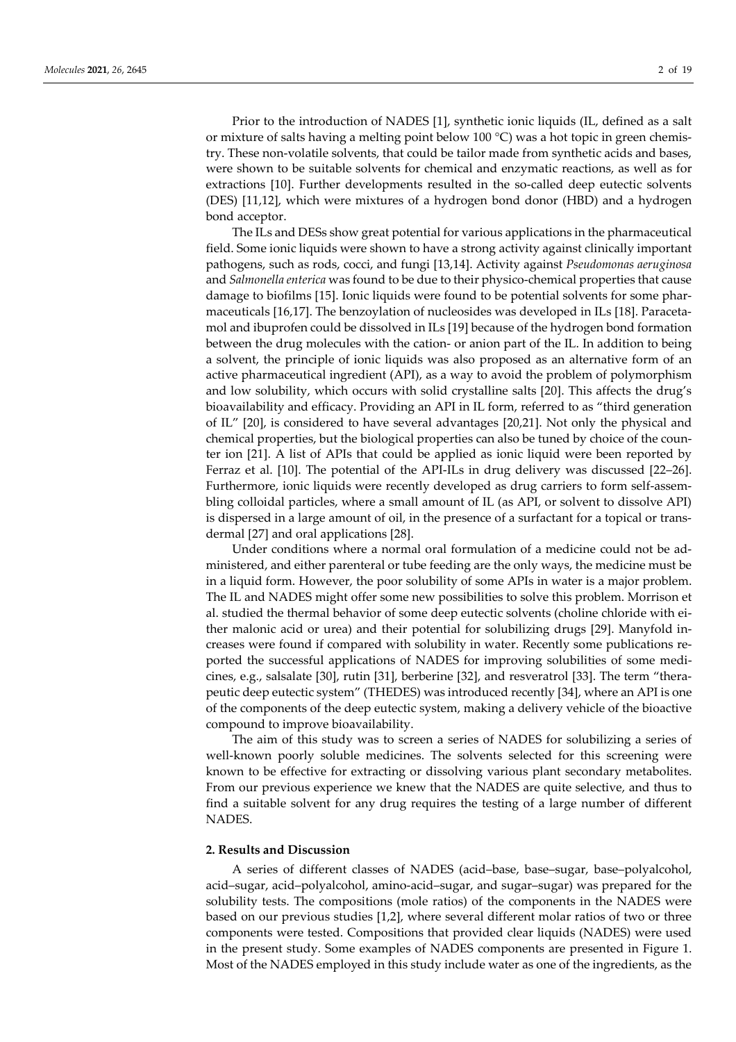Prior to the introduction of NADES [1], synthetic ionic liquids (IL, defined as a salt or mixture of salts having a melting point below 100 °C) was a hot topic in green chemistry. These non-volatile solvents, that could be tailor made from synthetic acids and bases, were shown to be suitable solvents for chemical and enzymatic reactions, as well as for extractions [10]. Further developments resulted in the so-called deep eutectic solvents (DES) [11,12], which were mixtures of a hydrogen bond donor (HBD) and a hydrogen bond acceptor.

The ILs and DESs show great potential for various applications in the pharmaceutical field. Some ionic liquids were shown to have a strong activity against clinically important pathogens, such as rods, cocci, and fungi [13,14]. Activity against *Pseudomonas aeruginosa* and *Salmonella enterica* was found to be due to their physico-chemical properties that cause damage to biofilms [15]. Ionic liquids were found to be potential solvents for some pharmaceuticals [16,17]. The benzoylation of nucleosides was developed in ILs [18]. Paracetamol and ibuprofen could be dissolved in ILs [19] because of the hydrogen bond formation between the drug molecules with the cation- or anion part of the IL. In addition to being a solvent, the principle of ionic liquids was also proposed as an alternative form of an active pharmaceutical ingredient (API), as a way to avoid the problem of polymorphism and low solubility, which occurs with solid crystalline salts [20]. This affects the drug's bioavailability and efficacy. Providing an API in IL form, referred to as "third generation of IL" [20], is considered to have several advantages [20,21]. Not only the physical and chemical properties, but the biological properties can also be tuned by choice of the counter ion [21]. A list of APIs that could be applied as ionic liquid were been reported by Ferraz et al. [10]. The potential of the API-ILs in drug delivery was discussed [22–26]. Furthermore, ionic liquids were recently developed as drug carriers to form self-assembling colloidal particles, where a small amount of IL (as API, or solvent to dissolve API) is dispersed in a large amount of oil, in the presence of a surfactant for a topical or transdermal [27] and oral applications [28].

Under conditions where a normal oral formulation of a medicine could not be administered, and either parenteral or tube feeding are the only ways, the medicine must be in a liquid form. However, the poor solubility of some APIs in water is a major problem. The IL and NADES might offer some new possibilities to solve this problem. Morrison et al. studied the thermal behavior of some deep eutectic solvents (choline chloride with either malonic acid or urea) and their potential for solubilizing drugs [29]. Manyfold increases were found if compared with solubility in water. Recently some publications reported the successful applications of NADES for improving solubilities of some medicines, e.g., salsalate [30], rutin [31], berberine [32], and resveratrol [33]. The term "therapeutic deep eutectic system" (THEDES) was introduced recently [34], where an API is one of the components of the deep eutectic system, making a delivery vehicle of the bioactive compound to improve bioavailability.

The aim of this study was to screen a series of NADES for solubilizing a series of well-known poorly soluble medicines. The solvents selected for this screening were known to be effective for extracting or dissolving various plant secondary metabolites. From our previous experience we knew that the NADES are quite selective, and thus to find a suitable solvent for any drug requires the testing of a large number of different NADES.

## 2. Results and Discussion

A series of different classes of NADES (acid–base, base–sugar, base–polyalcohol, acid–sugar, acid–polyalcohol, amino-acid–sugar, and sugar–sugar) was prepared for the solubility tests. The compositions (mole ratios) of the components in the NADES were based on our previous studies [1,2], where several different molar ratios of two or three components were tested. Compositions that provided clear liquids (NADES) were used in the present study. Some examples of NADES components are presented in Figure 1. Most of the NADES employed in this study include water as one of the ingredients, as the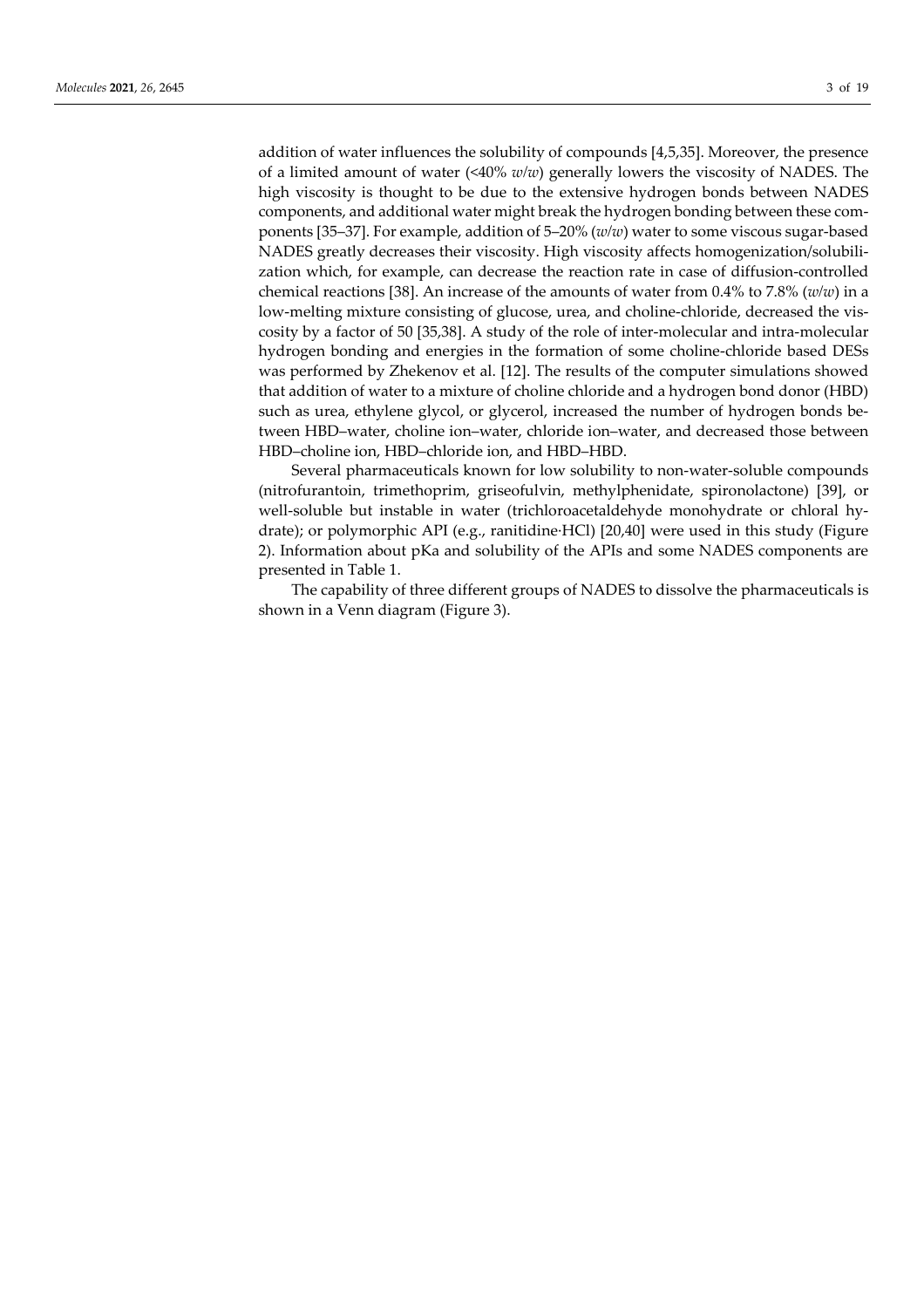addition of water influences the solubility of compounds [4,5,35]. Moreover, the presence of a limited amount of water (<40% *w*/*w*) generally lowers the viscosity of NADES. The high viscosity is thought to be due to the extensive hydrogen bonds between NADES components, and additional water might break the hydrogen bonding between these components [35–37]. For example, addition of 5–20% (*w*/*w*) water to some viscous sugar-based NADES greatly decreases their viscosity. High viscosity affects homogenization/solubilization which, for example, can decrease the reaction rate in case of diffusion-controlled chemical reactions [38]. An increase of the amounts of water from 0.4% to 7.8% (*w*/*w*) in a low-melting mixture consisting of glucose, urea, and choline-chloride, decreased the viscosity by a factor of 50 [35,38]. A study of the role of inter-molecular and intra-molecular hydrogen bonding and energies in the formation of some choline-chloride based DESs was performed by Zhekenov et al. [12]. The results of the computer simulations showed that addition of water to a mixture of choline chloride and a hydrogen bond donor (HBD) such as urea, ethylene glycol, or glycerol, increased the number of hydrogen bonds between HBD–water, choline ion–water, chloride ion–water, and decreased those between HBD–choline ion, HBD–chloride ion, and HBD–HBD.

Several pharmaceuticals known for low solubility to non-water-soluble compounds (nitrofurantoin, trimethoprim, griseofulvin, methylphenidate, spironolactone) [39], or well-soluble but instable in water (trichloroacetaldehyde monohydrate or chloral hydrate); or polymorphic API (e.g., ranitidine·HCl) [20,40] were used in this study (Figure 2). Information about pKa and solubility of the APIs and some NADES components are presented in Table 1.

The capability of three different groups of NADES to dissolve the pharmaceuticals is shown in a Venn diagram (Figure 3).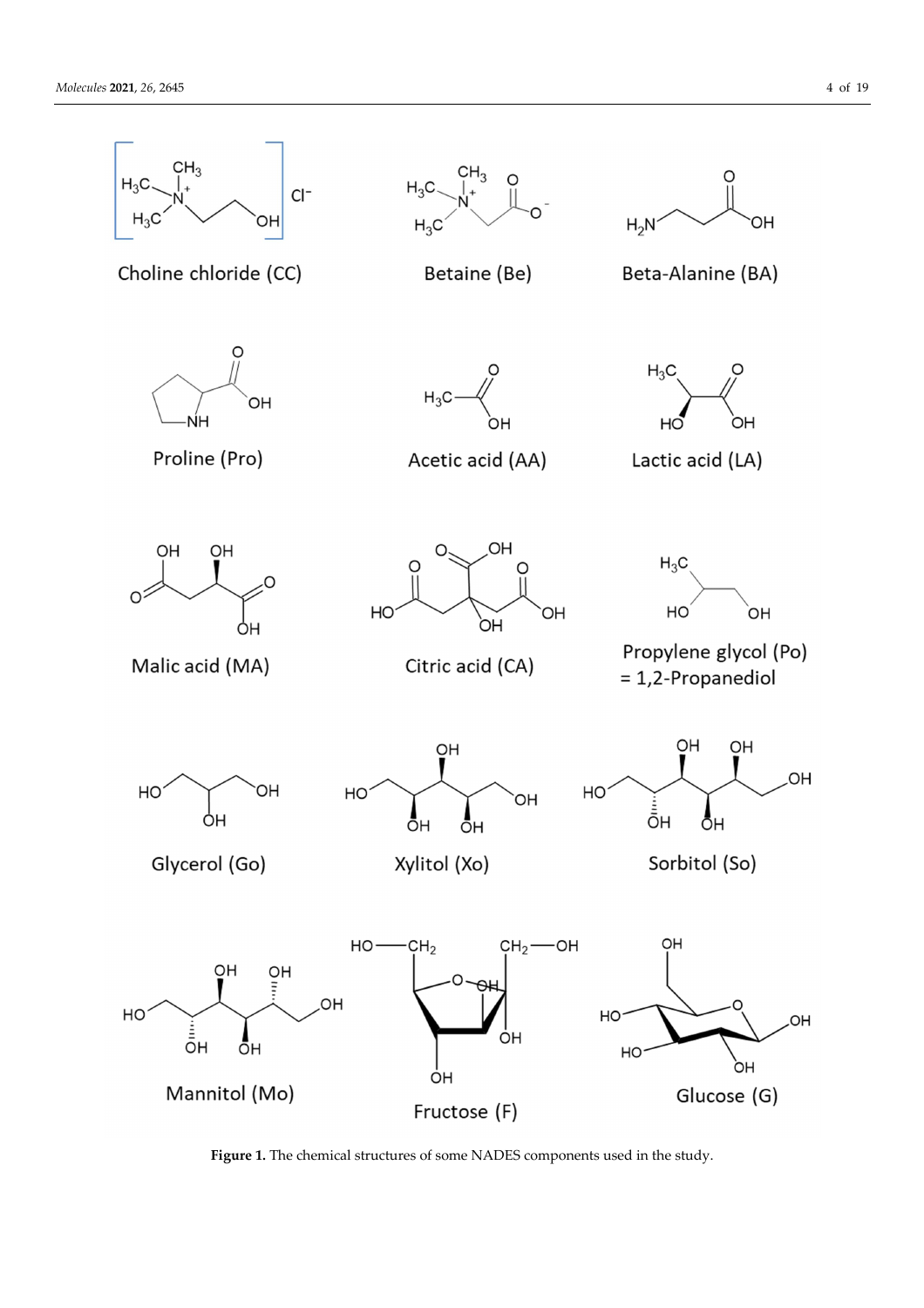Choline chloride (CC)

Betaine (Be)

Beta-Alanine (BA)

Proline (Pro)

Acetic acid (AA)

Lactic acid (LA)

Malic acid (MA)

Citric acid (CA)

Propylene glycol (Po) = 1,2-Propanediol

Glycerol (Go)

Xylitol (Xo)

Sorbitol (So)

Mannitol (Mo)

Fructose (F)

Glucose (G)

**Figure 1.** The chemical structures of some NADES components used in the study.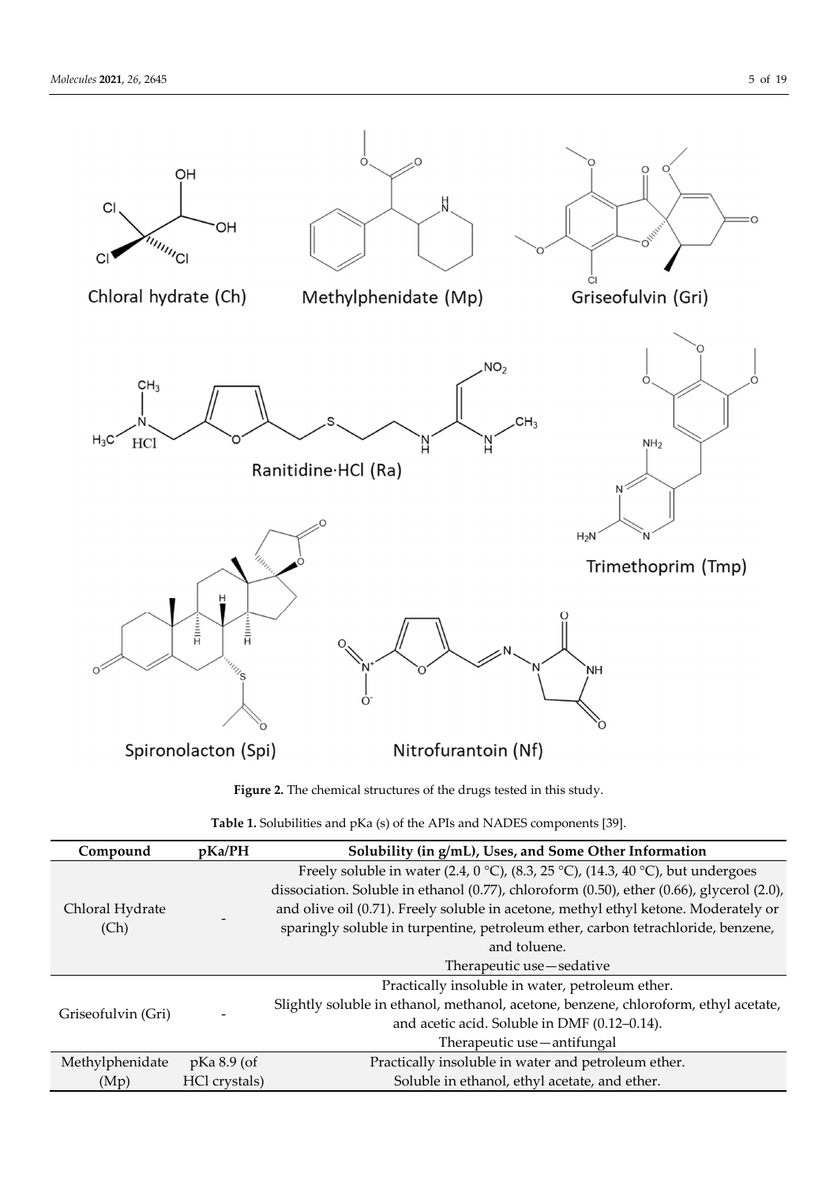**Figure 2.** The chemical structures of the drugs tested in this study.

**Table 1.** Solubilities and pKa (s) of the APIs and NADES components [39].

| Compound | pKa/PH | Solubility (in g/mL), Uses, and Some Other Information |
|---|---|---|
| Chloral Hydrate (Ch) | - | Freely soluble in water (2.4, 0 °C), (8.3, 25 °C), (14.3, 40 °C), but undergoes dissociation. Soluble in ethanol (0.77), chloroform (0.50), ether (0.66), glycerol (2.0), and olive oil (0.71). Freely soluble in acetone, methyl ethyl ketone. Moderately or sparingly soluble in turpentine, petroleum ether, carbon tetrachloride, benzene, and toluene. Therapeutic use—sedative |
| Griseofulvin (Gri) | - | Practically insoluble in water, petroleum ether. Slightly soluble in ethanol, methanol, acetone, benzene, chloroform, ethyl acetate, and acetic acid. Soluble in DMF (0.12–0.14). Therapeutic use—antifungal |
| Methylphenidate (Mp) | pKa 8.9 (of HCl crystals) | Practically insoluble in water and petroleum ether. Soluble in ethanol, ethyl acetate, and ether. |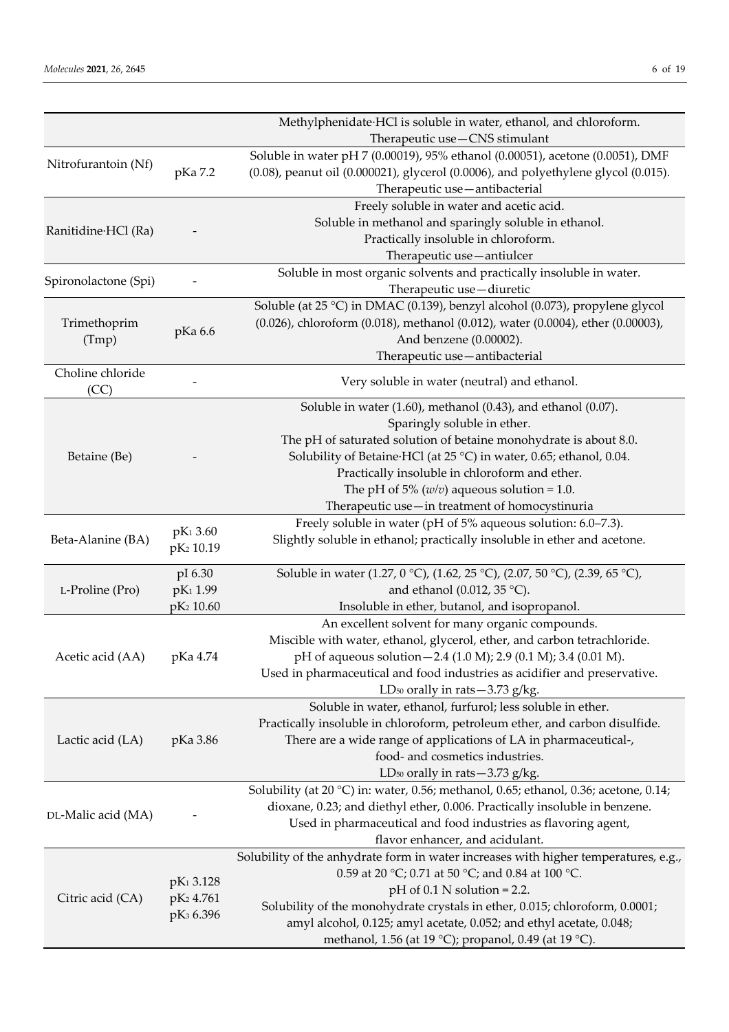| | | |
|---|---|---|
| | | Methylphenidate·HCl is soluble in water, ethanol, and chloroform.<br>Therapeutic use—CNS stimulant |
| Nitrofurantoin (Nf) | pKa 7.2 | Soluble in water pH 7 (0.00019), 95% ethanol (0.00051), acetone (0.0051), DMF (0.08), peanut oil (0.000021), glycerol (0.0006), and polyethylene glycol (0.015).<br>Therapeutic use—antibacterial |
| Ranitidine·HCl (Ra) | - | Freely soluble in water and acetic acid.<br>Soluble in methanol and sparingly soluble in ethanol.<br>Practically insoluble in chloroform.<br>Therapeutic use—antiulcer |
| Spironolactone (Spi) | - | Soluble in most organic solvents and practically insoluble in water.<br>Therapeutic use—diuretic |
| Trimethoprim (Tmp) | pKa 6.6 | Soluble (at 25 °C) in DMAC (0.139), benzyl alcohol (0.073), propylene glycol (0.026), chloroform (0.018), methanol (0.012), water (0.0004), ether (0.00003), And benzene (0.00002).<br>Therapeutic use—antibacterial |
| Choline chloride (CC) | - | Very soluble in water (neutral) and ethanol. |
| Betaine (Be) | - | Soluble in water (1.60), methanol (0.43), and ethanol (0.07).<br>Sparingly soluble in ether.<br>The pH of saturated solution of betaine monohydrate is about 8.0.<br>Solubility of Betaine·HCl (at 25 °C) in water, 0.65; ethanol, 0.04.<br>Practically insoluble in chloroform and ether.<br>The pH of 5% (*w*/*v*) aqueous solution = 1.0.<br>Therapeutic use—in treatment of homocystinuria |
| Beta-Alanine (BA) | $pK_1$ 3.60<br>$pK_2$ 10.19 | Freely soluble in water (pH of 5% aqueous solution: 6.0–7.3).<br>Slightly soluble in ethanol; practically insoluble in ether and acetone. |
| L-Proline (Pro) | pI 6.30<br>$pK_1$ 1.99<br>$pK_2$ 10.60 | Soluble in water (1.27, 0 °C), (1.62, 25 °C), (2.07, 50 °C), (2.39, 65 °C), and ethanol (0.012, 35 °C).<br>Insoluble in ether, butanol, and isopropanol. |
| Acetic acid (AA) | pKa 4.74 | An excellent solvent for many organic compounds.<br>Miscible with water, ethanol, glycerol, ether, and carbon tetrachloride.<br>pH of aqueous solution—2.4 (1.0 M); 2.9 (0.1 M); 3.4 (0.01 M).<br>Used in pharmaceutical and food industries as acidifier and preservative.<br>$LD_{50}$ orally in rats—3.73 g/kg. |
| Lactic acid (LA) | pKa 3.86 | Soluble in water, ethanol, furfurol; less soluble in ether.<br>Practically insoluble in chloroform, petroleum ether, and carbon disulfide.<br>There are a wide range of applications of LA in pharmaceutical-, food- and cosmetics industries.<br>$LD_{50}$ orally in rats—3.73 g/kg. |
| DL-Malic acid (MA) | - | Solubility (at 20 °C) in: water, 0.56; methanol, 0.65; ethanol, 0.36; acetone, 0.14; dioxane, 0.23; and diethyl ether, 0.006. Practically insoluble in benzene.<br>Used in pharmaceutical and food industries as flavoring agent, flavor enhancer, and acidulant. |
| Citric acid (CA) | $pK_1$ 3.128<br>$pK_2$ 4.761<br>$pK_3$ 6.396 | Solubility of the anhydrate form in water increases with higher temperatures, e.g., 0.59 at 20 °C; 0.71 at 50 °C; and 0.84 at 100 °C.<br>pH of 0.1 N solution = 2.2.<br>Solubility of the monohydrate crystals in ether, 0.015; chloroform, 0.0001; amyl alcohol, 0.125; amyl acetate, 0.052; and ethyl acetate, 0.048; methanol, 1.56 (at 19 °C); propanol, 0.49 (at 19 °C). |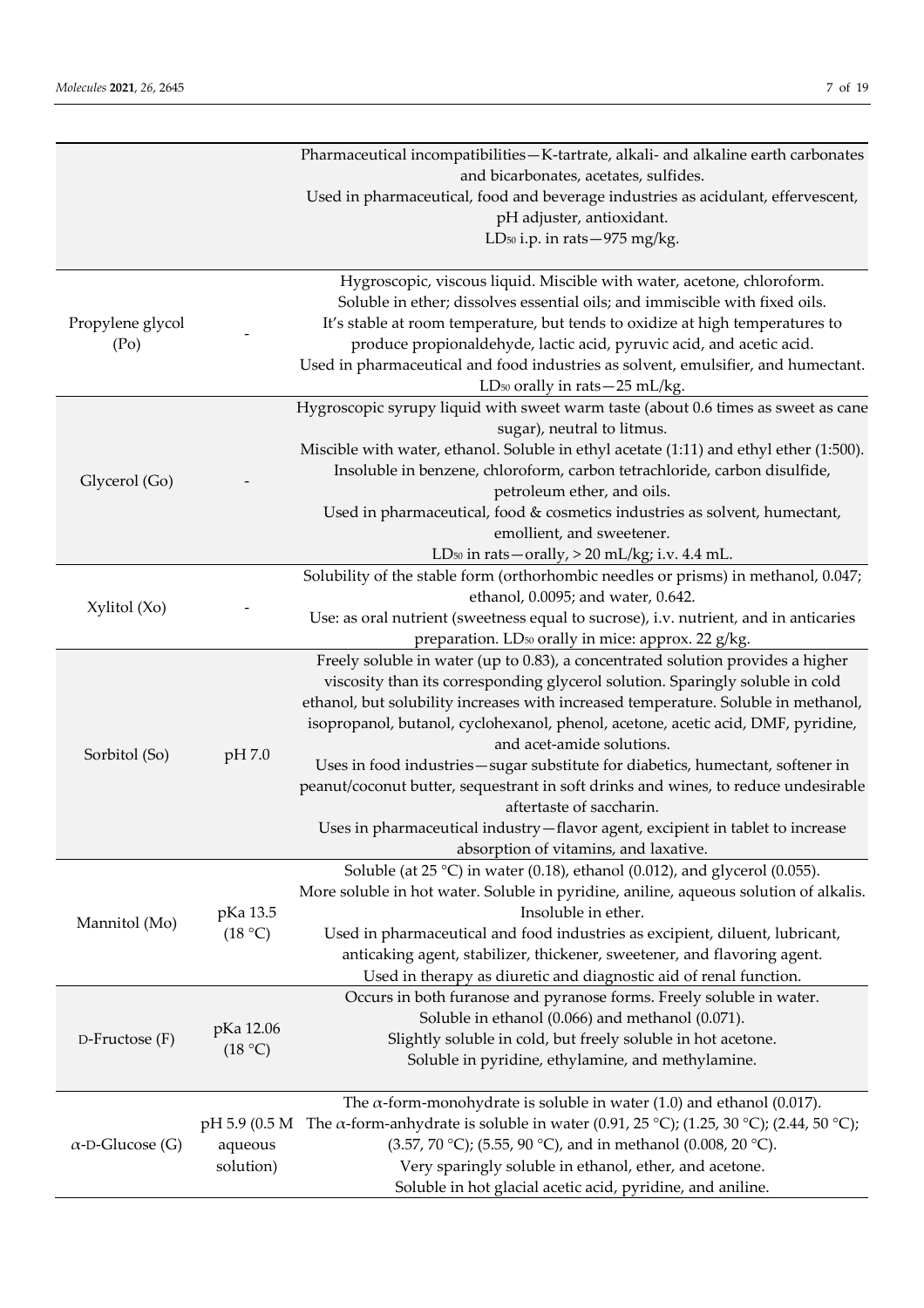| | | |
|---|---|---|
| | | Pharmaceutical incompatibilities—K-tartrate, alkali- and alkaline earth carbonates and bicarbonates, acetates, sulfides. Used in pharmaceutical, food and beverage industries as acidulant, effervescent, pH adjuster, antioxidant. $LD_{50}$ i.p. in rats—975 mg/kg. |
| Propylene glycol (Po) | - | Hygroscopic, viscous liquid. Miscible with water, acetone, chloroform. Soluble in ether; dissolves essential oils; and immiscible with fixed oils. It's stable at room temperature, but tends to oxidize at high temperatures to produce propionaldehyde, lactic acid, pyruvic acid, and acetic acid. Used in pharmaceutical and food industries as solvent, emulsifier, and humectant. $LD_{50}$ orally in rats—25 mL/kg. |
| Glycerol (Go) | - | Hygroscopic syrupy liquid with sweet warm taste (about 0.6 times as sweet as cane sugar), neutral to litmus. Miscible with water, ethanol. Soluble in ethyl acetate (1:11) and ethyl ether (1:500). Insoluble in benzene, chloroform, carbon tetrachloride, carbon disulfide, petroleum ether, and oils. Used in pharmaceutical, food & cosmetics industries as solvent, humectant, emollient, and sweetener. $LD_{50}$ in rats—orally, > 20 mL/kg; i.v. 4.4 mL. |
| Xylitol (Xo) | - | Solubility of the stable form (orthorhombic needles or prisms) in methanol, 0.047; ethanol, 0.0095; and water, 0.642. Use: as oral nutrient (sweetness equal to sucrose), i.v. nutrient, and in anticaries preparation. $LD_{50}$ orally in mice: approx. 22 g/kg. |
| Sorbitol (So) | pH 7.0 | Freely soluble in water (up to 0.83), a concentrated solution provides a higher viscosity than its corresponding glycerol solution. Sparingly soluble in cold ethanol, but solubility increases with increased temperature. Soluble in methanol, isopropanol, butanol, cyclohexanol, phenol, acetone, acetic acid, DMF, pyridine, and acet-amide solutions. Uses in food industries—sugar substitute for diabetics, humectant, softener in peanut/coconut butter, sequestrant in soft drinks and wines, to reduce undesirable aftertaste of saccharin. Uses in pharmaceutical industry—flavor agent, excipient in tablet to increase absorption of vitamins, and laxative. |
| Mannitol (Mo) | pKa 13.5 (18 °C) | Soluble (at 25 °C) in water (0.18), ethanol (0.012), and glycerol (0.055). More soluble in hot water. Soluble in pyridine, aniline, aqueous solution of alkalis. Insoluble in ether. Used in pharmaceutical and food industries as excipient, diluent, lubricant, anticaking agent, stabilizer, thickener, sweetener, and flavoring agent. Used in therapy as diuretic and diagnostic aid of renal function. |
| D-Fructose (F) | pKa 12.06 (18 °C) | Occurs in both furanose and pyranose forms. Freely soluble in water. Soluble in ethanol (0.066) and methanol (0.071). Slightly soluble in cold, but freely soluble in hot acetone. Soluble in pyridine, ethylamine, and methylamine. |
| $\alpha$-D-Glucose (G) | pH 5.9 (0.5 M aqueous solution) | The $\alpha$-form-monohydrate is soluble in water (1.0) and ethanol (0.017). The $\alpha$-form-anhydrate is soluble in water (0.91, 25 °C); (1.25, 30 °C); (2.44, 50 °C); (3.57, 70 °C); (5.55, 90 °C), and in methanol (0.008, 20 °C). Very sparingly soluble in ethanol, ether, and acetone. Soluble in hot glacial acetic acid, pyridine, and aniline. |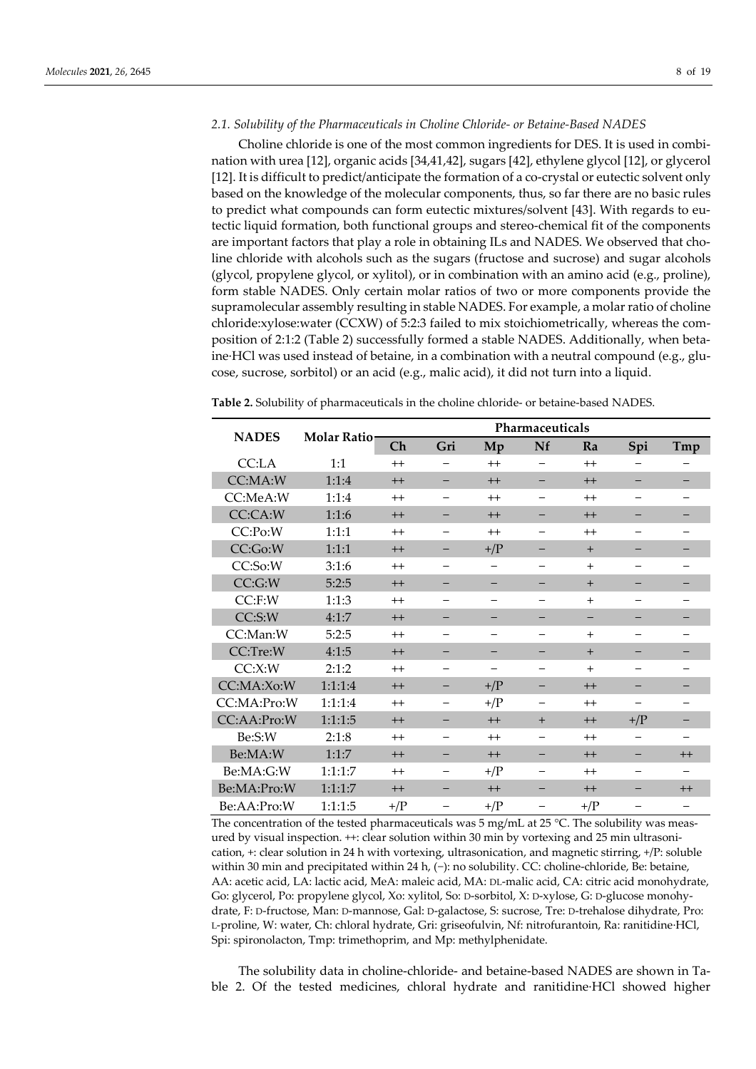### 2.1. Solubility of the Pharmaceuticals in Choline Chloride- or Betaine-Based NADES

Choline chloride is one of the most common ingredients for DES. It is used in combination with urea [12], organic acids [34,41,42], sugars [42], ethylene glycol [12], or glycerol [12]. It is difficult to predict/anticipate the formation of a co-crystal or eutectic solvent only based on the knowledge of the molecular components, thus, so far there are no basic rules to predict what compounds can form eutectic mixtures/solvent [43]. With regards to eutectic liquid formation, both functional groups and stereo-chemical fit of the components are important factors that play a role in obtaining ILs and NADES. We observed that choline chloride with alcohols such as the sugars (fructose and sucrose) and sugar alcohols (glycol, propylene glycol, or xylitol), or in combination with an amino acid (e.g., proline), form stable NADES. Only certain molar ratios of two or more components provide the supramolecular assembly resulting in stable NADES. For example, a molar ratio of choline chloride:xylose:water (CCXW) of 5:2:3 failed to mix stoichiometrically, whereas the composition of 2:1:2 (Table 2) successfully formed a stable NADES. Additionally, when betaine·HCl was used instead of betaine, in a combination with a neutral compound (e.g., glucose, sucrose, sorbitol) or an acid (e.g., malic acid), it did not turn into a liquid.

**Table 2.** Solubility of pharmaceuticals in the choline chloride- or betaine-based NADES.

| NADES | Molar Ratio | Pharmaceuticals | | | | | | |
|---|---|---|---|---|---|---|---|---|
| | | Ch | Gri | Mp | Nf | Ra | Spi | Tmp |
| CC:LA | 1:1 | ++ | − | ++ | − | ++ | − | − |
| CC:MA:W | 1:1:4 | ++ | − | ++ | − | ++ | − | − |
| CC:MeA:W | 1:1:4 | ++ | − | ++ | − | ++ | − | − |
| CC:CA:W | 1:1:6 | ++ | − | ++ | − | ++ | − | − |
| CC:Po:W | 1:1:1 | ++ | − | ++ | − | ++ | − | − |
| CC:Go:W | 1:1:1 | ++ | − | +/P | − | + | − | − |
| CC:So:W | 3:1:6 | ++ | − | − | − | + | − | − |
| CC:G:W | 5:2:5 | ++ | − | − | − | + | − | − |
| CC:F:W | 1:1:3 | ++ | − | − | − | + | − | − |
| CC:S:W | 4:1:7 | ++ | − | − | − | − | − | − |
| CC:Man:W | 5:2:5 | ++ | − | − | − | + | − | − |
| CC:Tre:W | 4:1:5 | ++ | − | − | − | + | − | − |
| CC:X:W | 2:1:2 | ++ | − | − | − | + | − | − |
| CC:MA:Xo:W | 1:1:1:4 | ++ | − | +/P | − | ++ | − | − |
| CC:MA:Pro:W | 1:1:1:4 | ++ | − | +/P | − | ++ | − | − |
| CC:AA:Pro:W | 1:1:1:5 | ++ | − | ++ | + | ++ | +/P | − |
| Be:S:W | 2:1:8 | ++ | − | ++ | − | ++ | − | − |
| Be:MA:W | 1:1:7 | ++ | − | ++ | − | ++ | − | ++ |
| Be:MA:G:W | 1:1:1:7 | ++ | − | +/P | − | ++ | − | − |
| Be:MA:Pro:W | 1:1:1:7 | ++ | − | ++ | − | ++ | − | ++ |
| Be:AA:Pro:W | 1:1:1:5 | +/P | − | +/P | − | +/P | − | − |

The concentration of the tested pharmaceuticals was 5 mg/mL at 25 °C. The solubility was measured by visual inspection. ++: clear solution within 30 min by vortexing and 25 min ultrasonication, +: clear solution in 24 h with vortexing, ultrasonication, and magnetic stirring, +/P: soluble within 30 min and precipitated within 24 h, (−): no solubility. CC: choline-chloride, Be: betaine, AA: acetic acid, LA: lactic acid, MeA: maleic acid, MA: DL-malic acid, CA: citric acid monohydrate, Go: glycerol, Po: propylene glycol, Xo: xylitol, So: D-sorbitol, X: D-xylose, G: D-glucose monohydrate, F: D-fructose, Man: D-mannose, Gal: D-galactose, S: sucrose, Tre: D-trehalose dihydrate, Pro: L-proline, W: water, Ch: chloral hydrate, Gri: griseofulvin, Nf: nitrofurantoin, Ra: ranitidine·HCl, Spi: spironolacton, Tmp: trimethoprim, and Mp: methylphenidate.

The solubility data in choline-chloride- and betaine-based NADES are shown in Table 2. Of the tested medicines, chloral hydrate and ranitidine·HCl showed higher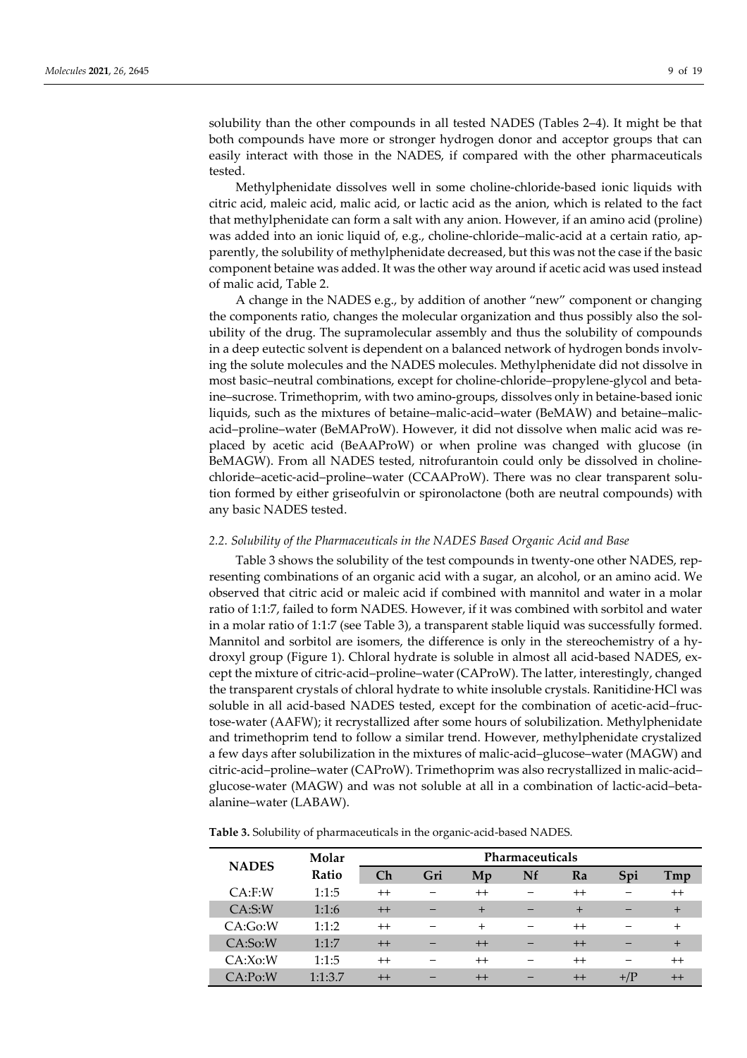solubility than the other compounds in all tested NADES (Tables 2–4). It might be that both compounds have more or stronger hydrogen donor and acceptor groups that can easily interact with those in the NADES, if compared with the other pharmaceuticals tested.

Methylphenidate dissolves well in some choline-chloride-based ionic liquids with citric acid, maleic acid, malic acid, or lactic acid as the anion, which is related to the fact that methylphenidate can form a salt with any anion. However, if an amino acid (proline) was added into an ionic liquid of, e.g., choline-chloride–malic-acid at a certain ratio, apparently, the solubility of methylphenidate decreased, but this was not the case if the basic component betaine was added. It was the other way around if acetic acid was used instead of malic acid, Table 2.

A change in the NADES e.g., by addition of another "new" component or changing the components ratio, changes the molecular organization and thus possibly also the solubility of the drug. The supramolecular assembly and thus the solubility of compounds in a deep eutectic solvent is dependent on a balanced network of hydrogen bonds involving the solute molecules and the NADES molecules. Methylphenidate did not dissolve in most basic–neutral combinations, except for choline-chloride–propylene-glycol and betaine–sucrose. Trimethoprim, with two amino-groups, dissolves only in betaine-based ionic liquids, such as the mixtures of betaine–malic-acid–water (BeMAW) and betaine–malic-acid–proline–water (BeMAProW). However, it did not dissolve when malic acid was replaced by acetic acid (BeAAProW) or when proline was changed with glucose (in BeMAGW). From all NADES tested, nitrofurantoin could only be dissolved in choline-chloride–acetic-acid–proline–water (CCAAProW). There was no clear transparent solution formed by either griseofulvin or spironolactone (both are neutral compounds) with any basic NADES tested.

### 2.2. Solubility of the Pharmaceuticals in the NADES Based Organic Acid and Base

Table 3 shows the solubility of the test compounds in twenty-one other NADES, representing combinations of an organic acid with a sugar, an alcohol, or an amino acid. We observed that citric acid or maleic acid if combined with mannitol and water in a molar ratio of 1:1:7, failed to form NADES. However, if it was combined with sorbitol and water in a molar ratio of 1:1:7 (see Table 3), a transparent stable liquid was successfully formed. Mannitol and sorbitol are isomers, the difference is only in the stereochemistry of a hydroxyl group (Figure 1). Chloral hydrate is soluble in almost all acid-based NADES, except the mixture of citric-acid–proline–water (CAProW). The latter, interestingly, changed the transparent crystals of chloral hydrate to white insoluble crystals. Ranitidine·HCl was soluble in all acid-based NADES tested, except for the combination of acetic-acid–fructose-water (AAFW); it recrystallized after some hours of solubilization. Methylphenidate and trimethoprim tend to follow a similar trend. However, methylphenidate crystalized a few days after solubilization in the mixtures of malic-acid–glucose–water (MAGW) and citric-acid–proline–water (CAProW). Trimethoprim was also recrystallized in malic-acid–glucose-water (MAGW) and was not soluble at all in a combination of lactic-acid–beta-alanine–water (LABAW).

**Table 3.** Solubility of pharmaceuticals in the organic-acid-based NADES.

| NADES | Molar Ratio | Pharmaceuticals | | | | | | |
|---|---|---|---|---|---|---|---|---|
| | | Ch | Gri | Mp | Nf | Ra | Spi | Tmp |
| CA:F:W | 1:1:5 | ++ | − | ++ | − | ++ | − | ++ |
| CA:S:W | 1:1:6 | ++ | − | + | − | + | − | + |
| CA:Go:W | 1:1:2 | ++ | − | + | − | ++ | − | + |
| CA:So:W | 1:1:7 | ++ | − | ++ | − | ++ | − | + |
| CA:Xo:W | 1:1:5 | ++ | − | ++ | − | ++ | − | ++ |
| CA:Po:W | 1:1:3.7 | ++ | − | ++ | − | ++ | +/P | ++ |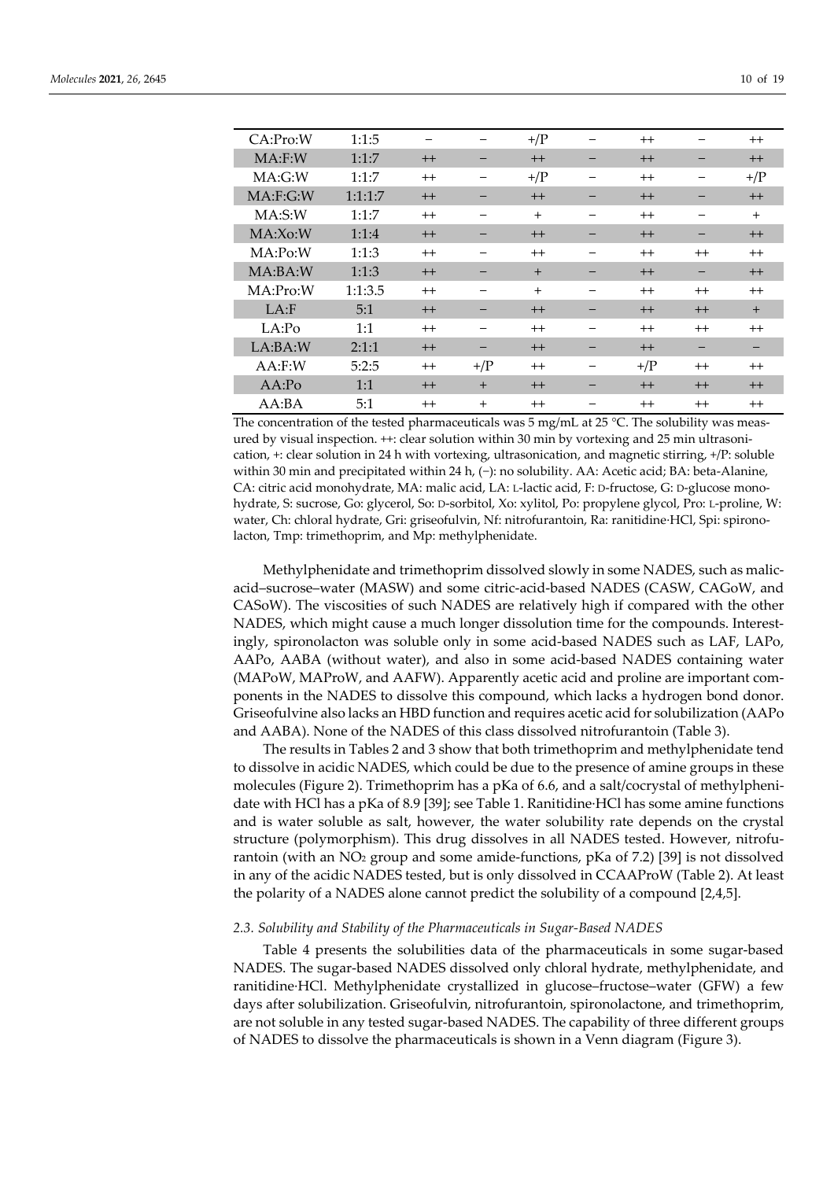| | | | | | | | | |
|---|---|---|---|---|---|---|---|---|
| CA:Pro:W | 1:1:5 | − | − | +/P | − | ++ | − | ++ |
| MA:F:W | 1:1:7 | ++ | − | ++ | − | ++ | − | ++ |
| MA:G:W | 1:1:7 | ++ | − | +/P | − | ++ | − | +/P |
| MA:F:G:W | 1:1:1:7 | ++ | − | ++ | − | ++ | − | ++ |
| MA:S:W | 1:1:7 | ++ | − | + | − | ++ | − | + |
| MA:Xo:W | 1:1:4 | ++ | − | ++ | − | ++ | − | ++ |
| MA:Po:W | 1:1:3 | ++ | − | ++ | − | ++ | ++ | ++ |
| MA:BA:W | 1:1:3 | ++ | − | + | − | ++ | − | ++ |
| MA:Pro:W | 1:1:3.5 | ++ | − | + | − | ++ | ++ | ++ |
| LA:F | 5:1 | ++ | − | ++ | − | ++ | ++ | + |
| LA:Po | 1:1 | ++ | − | ++ | − | ++ | ++ | ++ |
| LA:BA:W | 2:1:1 | ++ | − | ++ | − | ++ | − | − |
| AA:F:W | 5:2:5 | ++ | +/P | ++ | − | +/P | ++ | ++ |
| AA:Po | 1:1 | ++ | + | ++ | − | ++ | ++ | ++ |
| AA:BA | 5:1 | ++ | + | ++ | − | ++ | ++ | ++ |

The concentration of the tested pharmaceuticals was 5 mg/mL at 25 °C. The solubility was measured by visual inspection. ++: clear solution within 30 min by vortexing and 25 min ultrasonication, +: clear solution in 24 h with vortexing, ultrasonication, and magnetic stirring, +/P: soluble within 30 min and precipitated within 24 h, (−): no solubility. AA: Acetic acid; BA: beta-Alanine, CA: citric acid monohydrate, MA: malic acid, LA: L-lactic acid, F: D-fructose, G: D-glucose monohydrate, S: sucrose, Go: glycerol, So: D-sorbitol, Xo: xylitol, Po: propylene glycol, Pro: L-proline, W: water, Ch: chloral hydrate, Gri: griseofulvin, Nf: nitrofurantoin, Ra: ranitidine·HCl, Spi: spironolacton, Tmp: trimethoprim, and Mp: methylphenidate.

Methylphenidate and trimethoprim dissolved slowly in some NADES, such as malic-acid–sucrose–water (MASW) and some citric-acid-based NADES (CASW, CAGoW, and CASoW). The viscosities of such NADES are relatively high if compared with the other NADES, which might cause a much longer dissolution time for the compounds. Interestingly, spironolacton was soluble only in some acid-based NADES such as LAF, LAPo, AAPo, AABA (without water), and also in some acid-based NADES containing water (MAPoW, MAProW, and AAFW). Apparently acetic acid and proline are important components in the NADES to dissolve this compound, which lacks a hydrogen bond donor. Griseofulvine also lacks an HBD function and requires acetic acid for solubilization (AAPo and AABA). None of the NADES of this class dissolved nitrofurantoin (Table 3).

The results in Tables 2 and 3 show that both trimethoprim and methylphenidate tend to dissolve in acidic NADES, which could be due to the presence of amine groups in these molecules (Figure 2). Trimethoprim has a pKa of 6.6, and a salt/cocrystal of methylphenidate with HCl has a pKa of 8.9 [39]; see Table 1. Ranitidine·HCl has some amine functions and is water soluble as salt, however, the water solubility rate depends on the crystal structure (polymorphism). This drug dissolves in all NADES tested. However, nitrofurantoin (with an $NO_2$ group and some amide-functions, pKa of 7.2) [39] is not dissolved in any of the acidic NADES tested, but is only dissolved in CCAAProW (Table 2). At least the polarity of a NADES alone cannot predict the solubility of a compound [2,4,5].

### 2.3. Solubility and Stability of the Pharmaceuticals in Sugar-Based NADES

Table 4 presents the solubilities data of the pharmaceuticals in some sugar-based NADES. The sugar-based NADES dissolved only chloral hydrate, methylphenidate, and ranitidine·HCl. Methylphenidate crystallized in glucose–fructose–water (GFW) a few days after solubilization. Griseofulvin, nitrofurantoin, spironolactone, and trimethoprim, are not soluble in any tested sugar-based NADES. The capability of three different groups of NADES to dissolve the pharmaceuticals is shown in a Venn diagram (Figure 3).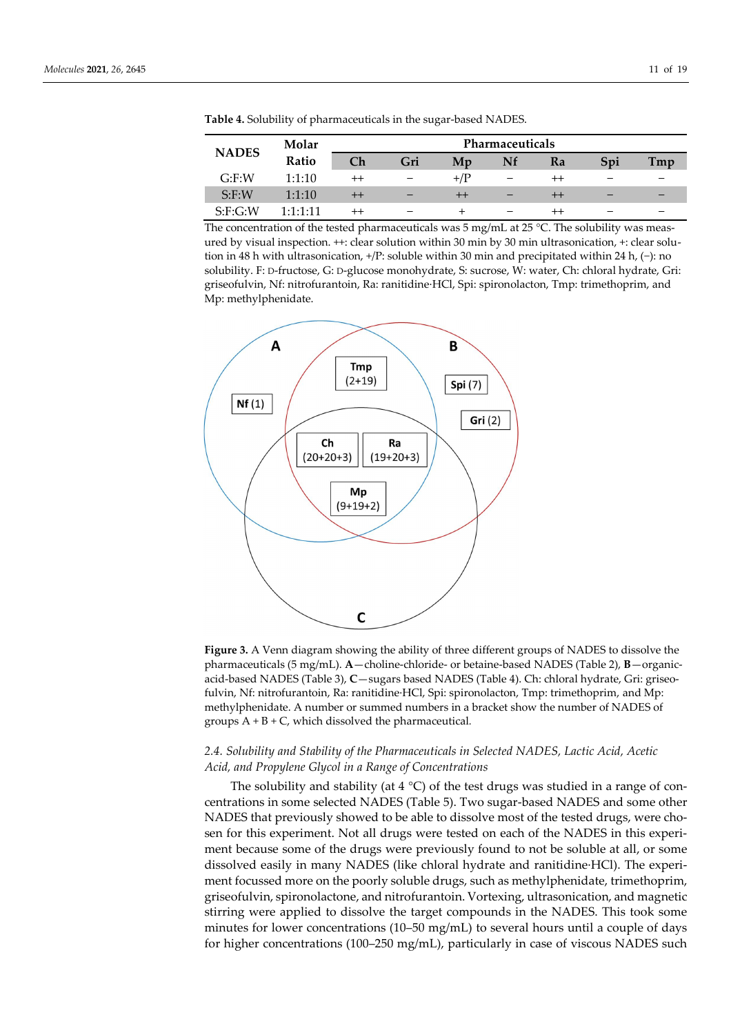**Table 4.** Solubility of pharmaceuticals in the sugar-based NADES.

| NADES | Molar Ratio | Pharmaceuticals | | | | | | |
|---|---|---|---|---|---|---|---|---|
| | | Ch | Gri | Mp | Nf | Ra | Spi | Tmp |
| G:F:W | 1:1:10 | ++ | − | +/P | − | ++ | − | − |
| S:F:W | 1:1:10 | ++ | − | ++ | − | ++ | − | − |
| S:F:G:W | 1:1:1:11 | ++ | − | + | − | ++ | − | − |

The concentration of the tested pharmaceuticals was 5 mg/mL at 25 °C. The solubility was measured by visual inspection. ++: clear solution within 30 min by 30 min ultrasonication, +: clear solution in 48 h with ultrasonication, +/P: soluble within 30 min and precipitated within 24 h, (−): no solubility. F: D-fructose, G: D-glucose monohydrate, S: sucrose, W: water, Ch: chloral hydrate, Gri: griseofulvin, Nf: nitrofurantoin, Ra: ranitidine·HCl, Spi: spironolacton, Tmp: trimethoprim, and Mp: methylphenidate.

**Figure 3.** A Venn diagram showing the ability of three different groups of NADES to dissolve the pharmaceuticals (5 mg/mL). **A**—choline-chloride- or betaine-based NADES (Table 2), **B**—organic-acid-based NADES (Table 3), **C**—sugars based NADES (Table 4). Ch: chloral hydrate, Gri: griseofulvin, Nf: nitrofurantoin, Ra: ranitidine·HCl, Spi: spironolacton, Tmp: trimethoprim, and Mp: methylphenidate. A number or summed numbers in a bracket show the number of NADES of groups A + B + C, which dissolved the pharmaceutical.

### *2.4. Solubility and Stability of the Pharmaceuticals in Selected NADES, Lactic Acid, Acetic Acid, and Propylene Glycol in a Range of Concentrations*

The solubility and stability (at 4 °C) of the test drugs was studied in a range of concentrations in some selected NADES (Table 5). Two sugar-based NADES and some other NADES that previously showed to be able to dissolve most of the tested drugs, were chosen for this experiment. Not all drugs were tested on each of the NADES in this experiment because some of the drugs were previously found to not be soluble at all, or some dissolved easily in many NADES (like chloral hydrate and ranitidine·HCl). The experiment focussed more on the poorly soluble drugs, such as methylphenidate, trimethoprim, griseofulvin, spironolactone, and nitrofurantoin. Vortexing, ultrasonication, and magnetic stirring were applied to dissolve the target compounds in the NADES. This took some minutes for lower concentrations (10–50 mg/mL) to several hours until a couple of days for higher concentrations (100–250 mg/mL), particularly in case of viscous NADES such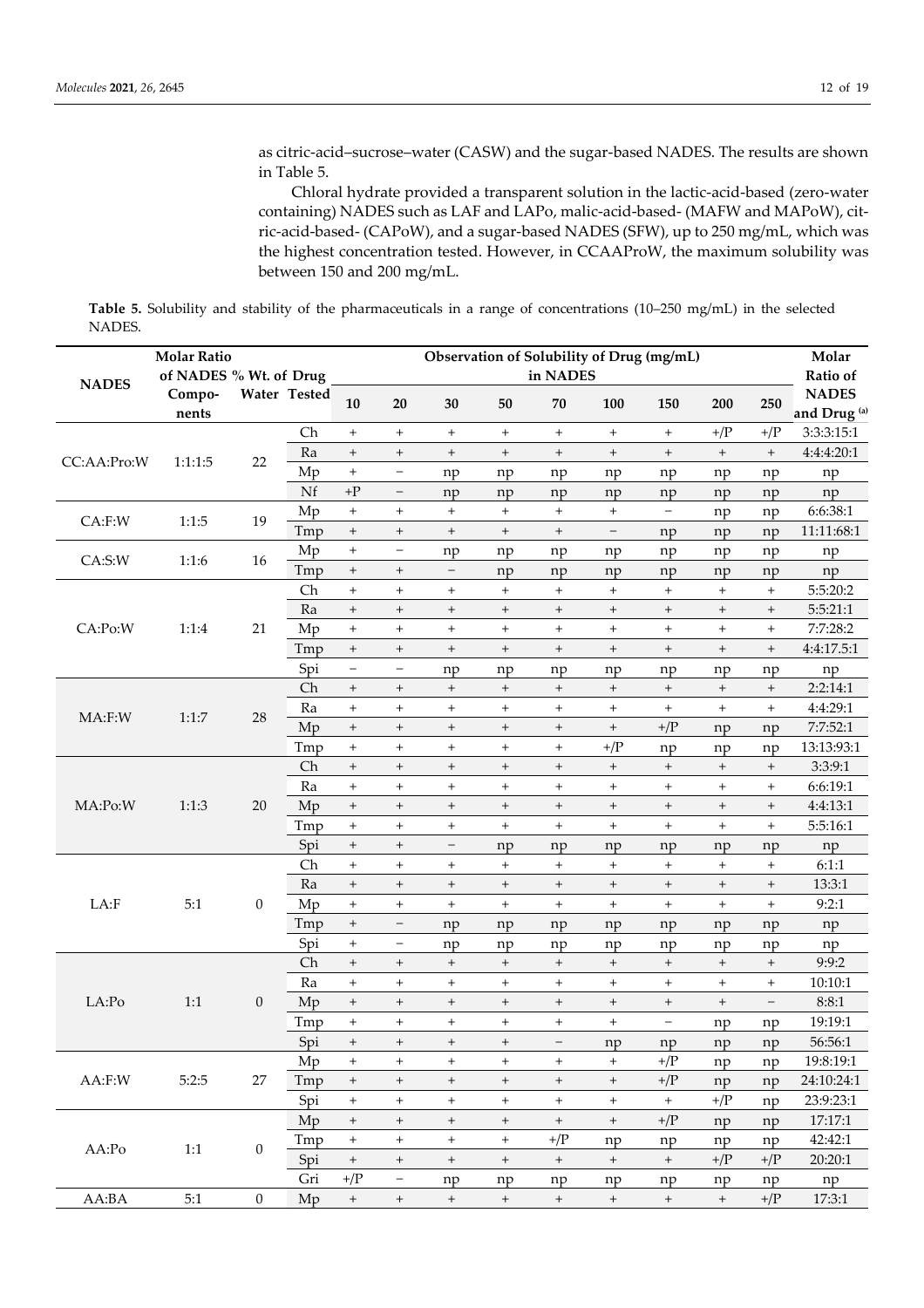as citric-acid–sucrose–water (CASW) and the sugar-based NADES. The results are shown in Table 5.

Chloral hydrate provided a transparent solution in the lactic-acid-based (zero-water containing) NADES such as LAF and LAPo, malic-acid-based- (MAFW and MAPoW), citric-acid-based- (CAPoW), and a sugar-based NADES (SFW), up to 250 mg/mL, which was the highest concentration tested. However, in CCAAProW, the maximum solubility was between 150 and 200 mg/mL.

**Table 5.** Solubility and stability of the pharmaceuticals in a range of concentrations (10–250 mg/mL) in the selected NADES.

| NADES | Molar Ratio of NADES Components | % Wt. of Water | Drug Tested | Observation of Solubility of Drug (mg/mL) in NADES | | | | | | | | | Molar Ratio of NADES and Drug [(a)] |
|---|---|---|---|---|---|---|---|---|---|---|---|---|---|
| | | | | 10 | 20 | 30 | 50 | 70 | 100 | 150 | 200 | 250 | |
| CC:AA:Pro:W | 1:1:1:5 | 22 | Ch | + | + | + | + | + | + | + | +/P | +/P | 3:3:3:15:1 |
| | | | Ra | + | + | + | + | + | + | + | + | + | 4:4:4:20:1 |
| | | | Mp | + | − | np | np | np | np | np | np | np | np |
| | | | Nf | +P | − | np | np | np | np | np | np | np | np |
| CA:F:W | 1:1:5 | 19 | Mp | + | + | + | + | + | + | − | np | np | 6:6:38:1 |
| | | | Tmp | + | + | + | + | + | − | np | np | np | 11:11:68:1 |
| CA:S:W | 1:1:6 | 16 | Mp | + | − | np | np | np | np | np | np | np | np |
| | | | Tmp | + | + | − | np | np | np | np | np | np | np |
| CA:Po:W | 1:1:4 | 21 | Ch | + | + | + | + | + | + | + | + | + | 5:5:20:2 |
| | | | Ra | + | + | + | + | + | + | + | + | + | 5:5:21:1 |
| | | | Mp | + | + | + | + | + | + | + | + | + | 7:7:28:2 |
| | | | Tmp | + | + | + | + | + | + | + | + | + | 4:4:17.5:1 |
| | | | Spi | − | − | np | np | np | np | np | np | np | np |
| MA:F:W | 1:1:7 | 28 | Ch | + | + | + | + | + | + | + | + | + | 2:2:14:1 |
| | | | Ra | + | + | + | + | + | + | + | + | + | 4:4:29:1 |
| | | | Mp | + | + | + | + | + | + | +/P | np | np | 7:7:52:1 |
| | | | Tmp | + | + | + | + | + | +/P | np | np | np | 13:13:93:1 |
| MA:Po:W | 1:1:3 | 20 | Ch | + | + | + | + | + | + | + | + | + | 3:3:9:1 |
| | | | Ra | + | + | + | + | + | + | + | + | + | 6:6:19:1 |
| | | | Mp | + | + | + | + | + | + | + | + | + | 4:4:13:1 |
| | | | Tmp | + | + | + | + | + | + | + | + | + | 5:5:16:1 |
| | | | Spi | + | + | − | np | np | np | np | np | np | np |
| LA:F | 5:1 | 0 | Ch | + | + | + | + | + | + | + | + | + | 6:1:1 |
| | | | Ra | + | + | + | + | + | + | + | + | + | 13:3:1 |
| | | | Mp | + | + | + | + | + | + | + | + | + | 9:2:1 |
| | | | Tmp | + | − | np | np | np | np | np | np | np | np |
| | | | Spi | + | − | np | np | np | np | np | np | np | np |
| LA:Po | 1:1 | 0 | Ch | + | + | + | + | + | + | + | + | + | 9:9:2 |
| | | | Ra | + | + | + | + | + | + | + | + | + | 10:10:1 |
| | | | Mp | + | + | + | + | + | + | + | + | − | 8:8:1 |
| | | | Tmp | + | + | + | + | + | + | − | np | np | 19:19:1 |
| | | | Spi | + | + | + | + | − | np | np | np | np | 56:56:1 |
| AA:F:W | 5:2:5 | 27 | Mp | + | + | + | + | + | + | +/P | np | np | 19:8:19:1 |
| | | | Tmp | + | + | + | + | + | + | +/P | np | np | 24:10:24:1 |
| | | | Spi | + | + | + | + | + | + | + | +/P | np | 23:9:23:1 |
| AA:Po | 1:1 | 0 | Mp | + | + | + | + | + | + | +/P | np | np | 17:17:1 |
| | | | Tmp | + | + | + | + | +/P | np | np | np | np | 42:42:1 |
| | | | Spi | + | + | + | + | + | + | + | +/P | +/P | 20:20:1 |
| | | | Gri | +/P | − | np | np | np | np | np | np | np | np |
| AA:BA | 5:1 | 0 | Mp | + | + | + | + | + | + | + | + | +/P | 17:3:1 |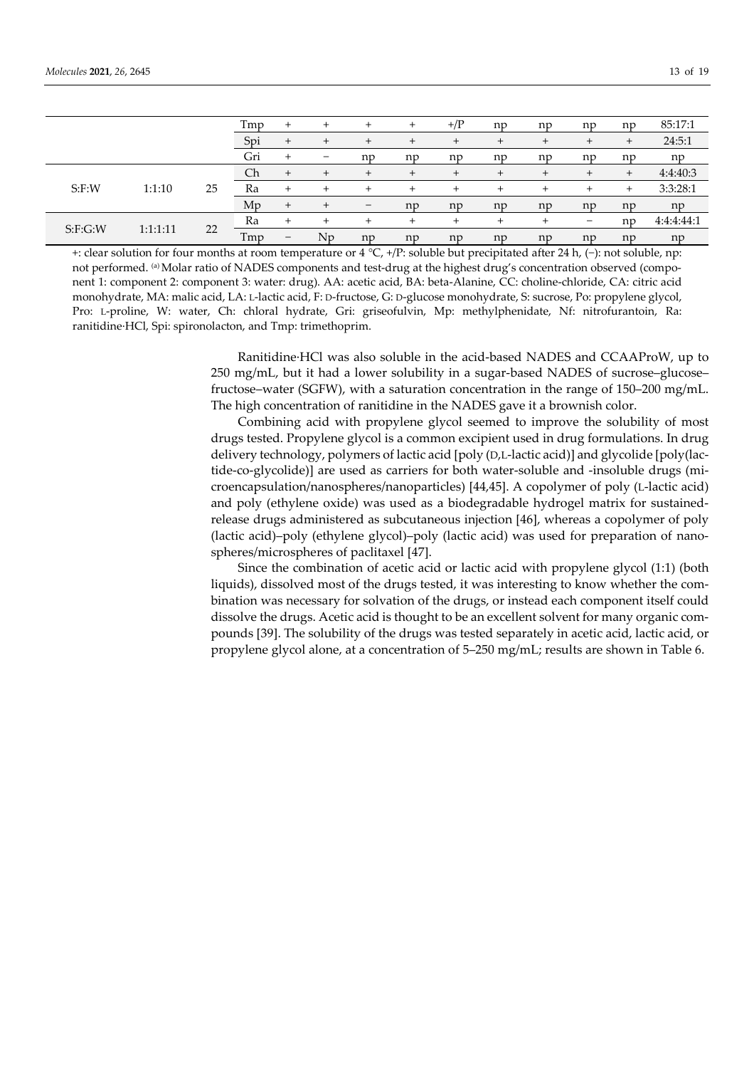|  |  |  | Tmp | + | + | + | + | +/P | np | np | np | np | 85:17:1 |
|---|---|---|---|---|---|---|---|---|---|---|---|---|---|
|  |  |  | Spi | + | + | + | + | + | + | + | + | + | 24:5:1 |
|  |  |  | Gri | + | − | np | np | np | np | np | np | np | np |
| S:F:W | 1:1:10 | 25 | Ch | + | + | + | + | + | + | + | + | + | 4:4:40:3 |
|  |  |  | Ra | + | + | + | + | + | + | + | + | + | 3:3:28:1 |
|  |  |  | Mp | + | + | − | np | np | np | np | np | np | np |
| S:F:G:W | 1:1:1:11 | 22 | Ra | + | + | + | + | + | + | + | − | np | 4:4:4:44:1 |
|  |  |  | Tmp | − | Np | np | np | np | np | np | np | np | np |

+: clear solution for four months at room temperature or 4 °C, +/P: soluble but precipitated after 24 h, (−): not soluble, np: not performed. (a) Molar ratio of NADES components and test-drug at the highest drug's concentration observed (component 1: component 2: component 3: water: drug). AA: acetic acid, BA: beta-Alanine, CC: choline-chloride, CA: citric acid monohydrate, MA: malic acid, LA: L-lactic acid, F: D-fructose, G: D-glucose monohydrate, S: sucrose, Po: propylene glycol, Pro: L-proline, W: water, Ch: chloral hydrate, Gri: griseofulvin, Mp: methylphenidate, Nf: nitrofurantoin, Ra: ranitidine·HCl, Spi: spironolacton, and Tmp: trimethoprim.

Ranitidine·HCl was also soluble in the acid-based NADES and CCAAProW, up to 250 mg/mL, but it had a lower solubility in a sugar-based NADES of sucrose–glucose–fructose–water (SGFW), with a saturation concentration in the range of 150–200 mg/mL. The high concentration of ranitidine in the NADES gave it a brownish color.

Combining acid with propylene glycol seemed to improve the solubility of most drugs tested. Propylene glycol is a common excipient used in drug formulations. In drug delivery technology, polymers of lactic acid [poly (D,L-lactic acid)] and glycolide [poly(lactide-co-glycolide)] are used as carriers for both water-soluble and -insoluble drugs (microencapsulation/nanospheres/nanoparticles) [44,45]. A copolymer of poly (L-lactic acid) and poly (ethylene oxide) was used as a biodegradable hydrogel matrix for sustained-release drugs administered as subcutaneous injection [46], whereas a copolymer of poly (lactic acid)–poly (ethylene glycol)–poly (lactic acid) was used for preparation of nanospheres/microspheres of paclitaxel [47].

Since the combination of acetic acid or lactic acid with propylene glycol (1:1) (both liquids), dissolved most of the drugs tested, it was interesting to know whether the combination was necessary for solvation of the drugs, or instead each component itself could dissolve the drugs. Acetic acid is thought to be an excellent solvent for many organic compounds [39]. The solubility of the drugs was tested separately in acetic acid, lactic acid, or propylene glycol alone, at a concentration of 5–250 mg/mL; results are shown in Table 6.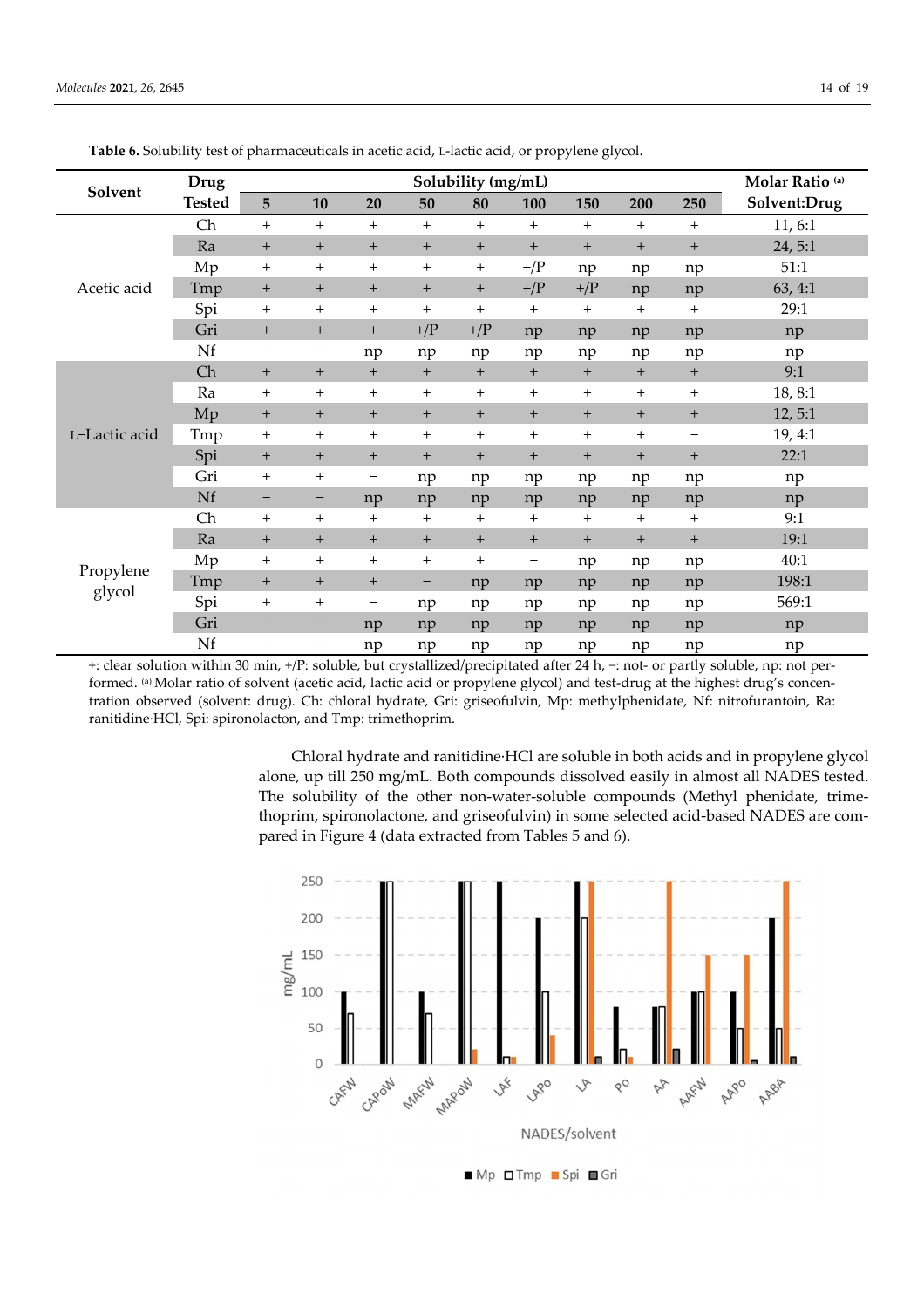**Table 6.** Solubility test of pharmaceuticals in acetic acid, L-lactic acid, or propylene glycol.

| Solvent | Drug Tested | Solubility (mg/mL) | | | | | | | | | Molar Ratio [(a)] Solvent:Drug |
|---|---|---|---|---|---|---|---|---|---|---|---|
| | | 5 | 10 | 20 | 50 | 80 | 100 | 150 | 200 | 250 | |
| Acetic acid | Ch | + | + | + | + | + | + | + | + | + | 11, 6:1 |
| | Ra | + | + | + | + | + | + | + | + | + | 24, 5:1 |
| | Mp | + | + | + | + | + | +/P | np | np | np | 51:1 |
| | Tmp | + | + | + | + | + | +/P | +/P | np | np | 63, 4:1 |
| | Spi | + | + | + | + | + | + | + | + | + | 29:1 |
| | Gri | + | + | + | +/P | +/P | np | np | np | np | np |
| | Nf | − | − | np | np | np | np | np | np | np | np |
| L–Lactic acid | Ch | + | + | + | + | + | + | + | + | + | 9:1 |
| | Ra | + | + | + | + | + | + | + | + | + | 18, 8:1 |
| | Mp | + | + | + | + | + | + | + | + | + | 12, 5:1 |
| | Tmp | + | + | + | + | + | + | + | + | − | 19, 4:1 |
| | Spi | + | + | + | + | + | + | + | + | + | 22:1 |
| | Gri | + | + | − | np | np | np | np | np | np | np |
| | Nf | − | − | np | np | np | np | np | np | np | np |
| Propylene glycol | Ch | + | + | + | + | + | + | + | + | + | 9:1 |
| | Ra | + | + | + | + | + | + | + | + | + | 19:1 |
| | Mp | + | + | + | + | + | − | np | np | np | 40:1 |
| | Tmp | + | + | + | − | np | np | np | np | np | 198:1 |
| | Spi | + | + | − | np | np | np | np | np | np | 569:1 |
| | Gri | − | − | np | np | np | np | np | np | np | np |
| | Nf | − | − | np | np | np | np | np | np | np | np |

+: clear solution within 30 min, +/P: soluble, but crystallized/precipitated after 24 h, −: not- or partly soluble, np: not performed. [(a)] Molar ratio of solvent (acetic acid, lactic acid or propylene glycol) and test-drug at the highest drug's concentration observed (solvent: drug). Ch: chloral hydrate, Gri: griseofulvin, Mp: methylphenidate, Nf: nitrofurantoin, Ra: ranitidine·HCl, Spi: spironolacton, and Tmp: trimethoprim.

Chloral hydrate and ranitidine·HCl are soluble in both acids and in propylene glycol alone, up till 250 mg/mL. Both compounds dissolved easily in almost all NADES tested. The solubility of the other non-water-soluble compounds (Methyl phenidate, trimethoprim, spironolactone, and griseofulvin) in some selected acid-based NADES are compared in Figure 4 (data extracted from Tables 5 and 6).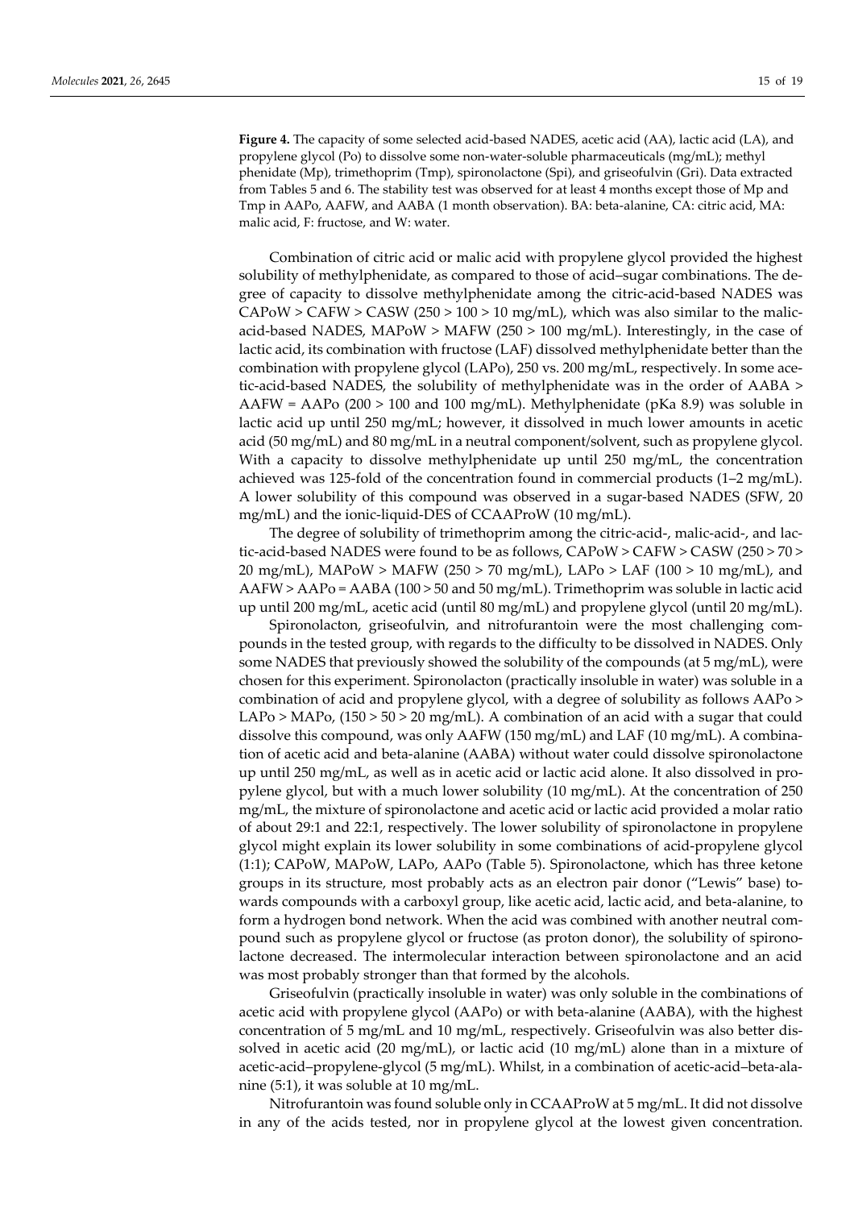**Figure 4.** The capacity of some selected acid-based NADES, acetic acid (AA), lactic acid (LA), and propylene glycol (Po) to dissolve some non-water-soluble pharmaceuticals (mg/mL); methyl phenidate (Mp), trimethoprim (Tmp), spironolactone (Spi), and griseofulvin (Gri). Data extracted from Tables 5 and 6. The stability test was observed for at least 4 months except those of Mp and Tmp in AAPo, AAFW, and AABA (1 month observation). BA: beta-alanine, CA: citric acid, MA: malic acid, F: fructose, and W: water.

Combination of citric acid or malic acid with propylene glycol provided the highest solubility of methylphenidate, as compared to those of acid–sugar combinations. The degree of capacity to dissolve methylphenidate among the citric-acid-based NADES was CAPoW > CAFW > CASW (250 > 100 > 10 mg/mL), which was also similar to the malic-acid-based NADES, MAPoW > MAFW (250 > 100 mg/mL). Interestingly, in the case of lactic acid, its combination with fructose (LAF) dissolved methylphenidate better than the combination with propylene glycol (LAPo), 250 vs. 200 mg/mL, respectively. In some acetic-acid-based NADES, the solubility of methylphenidate was in the order of AABA > AAFW = AAPo (200 > 100 and 100 mg/mL). Methylphenidate (pKa 8.9) was soluble in lactic acid up until 250 mg/mL; however, it dissolved in much lower amounts in acetic acid (50 mg/mL) and 80 mg/mL in a neutral component/solvent, such as propylene glycol. With a capacity to dissolve methylphenidate up until 250 mg/mL, the concentration achieved was 125-fold of the concentration found in commercial products (1–2 mg/mL). A lower solubility of this compound was observed in a sugar-based NADES (SFW, 20 mg/mL) and the ionic-liquid-DES of CCAAProW (10 mg/mL).

The degree of solubility of trimethoprim among the citric-acid-, malic-acid-, and lactic-acid-based NADES were found to be as follows, CAPoW > CAFW > CASW (250 > 70 > 20 mg/mL), MAPoW > MAFW (250 > 70 mg/mL), LAPo > LAF (100 > 10 mg/mL), and AAFW > AAPo = AABA (100 > 50 and 50 mg/mL). Trimethoprim was soluble in lactic acid up until 200 mg/mL, acetic acid (until 80 mg/mL) and propylene glycol (until 20 mg/mL).

Spironolacton, griseofulvin, and nitrofurantoin were the most challenging compounds in the tested group, with regards to the difficulty to be dissolved in NADES. Only some NADES that previously showed the solubility of the compounds (at 5 mg/mL), were chosen for this experiment. Spironolacton (practically insoluble in water) was soluble in a combination of acid and propylene glycol, with a degree of solubility as follows AAPo > LAPo > MAPo, (150 > 50 > 20 mg/mL). A combination of an acid with a sugar that could dissolve this compound, was only AAFW (150 mg/mL) and LAF (10 mg/mL). A combination of acetic acid and beta-alanine (AABA) without water could dissolve spironolactone up until 250 mg/mL, as well as in acetic acid or lactic acid alone. It also dissolved in propylene glycol, but with a much lower solubility (10 mg/mL). At the concentration of 250 mg/mL, the mixture of spironolactone and acetic acid or lactic acid provided a molar ratio of about 29:1 and 22:1, respectively. The lower solubility of spironolactone in propylene glycol might explain its lower solubility in some combinations of acid-propylene glycol (1:1); CAPoW, MAPoW, LAPo, AAPo (Table 5). Spironolactone, which has three ketone groups in its structure, most probably acts as an electron pair donor ("Lewis" base) towards compounds with a carboxyl group, like acetic acid, lactic acid, and beta-alanine, to form a hydrogen bond network. When the acid was combined with another neutral compound such as propylene glycol or fructose (as proton donor), the solubility of spironolactone decreased. The intermolecular interaction between spironolactone and an acid was most probably stronger than that formed by the alcohols.

Griseofulvin (practically insoluble in water) was only soluble in the combinations of acetic acid with propylene glycol (AAPo) or with beta-alanine (AABA), with the highest concentration of 5 mg/mL and 10 mg/mL, respectively. Griseofulvin was also better dissolved in acetic acid (20 mg/mL), or lactic acid (10 mg/mL) alone than in a mixture of acetic-acid–propylene-glycol (5 mg/mL). Whilst, in a combination of acetic-acid–beta-alanine (5:1), it was soluble at 10 mg/mL.

Nitrofurantoin was found soluble only in CCAAProW at 5 mg/mL. It did not dissolve in any of the acids tested, nor in propylene glycol at the lowest given concentration.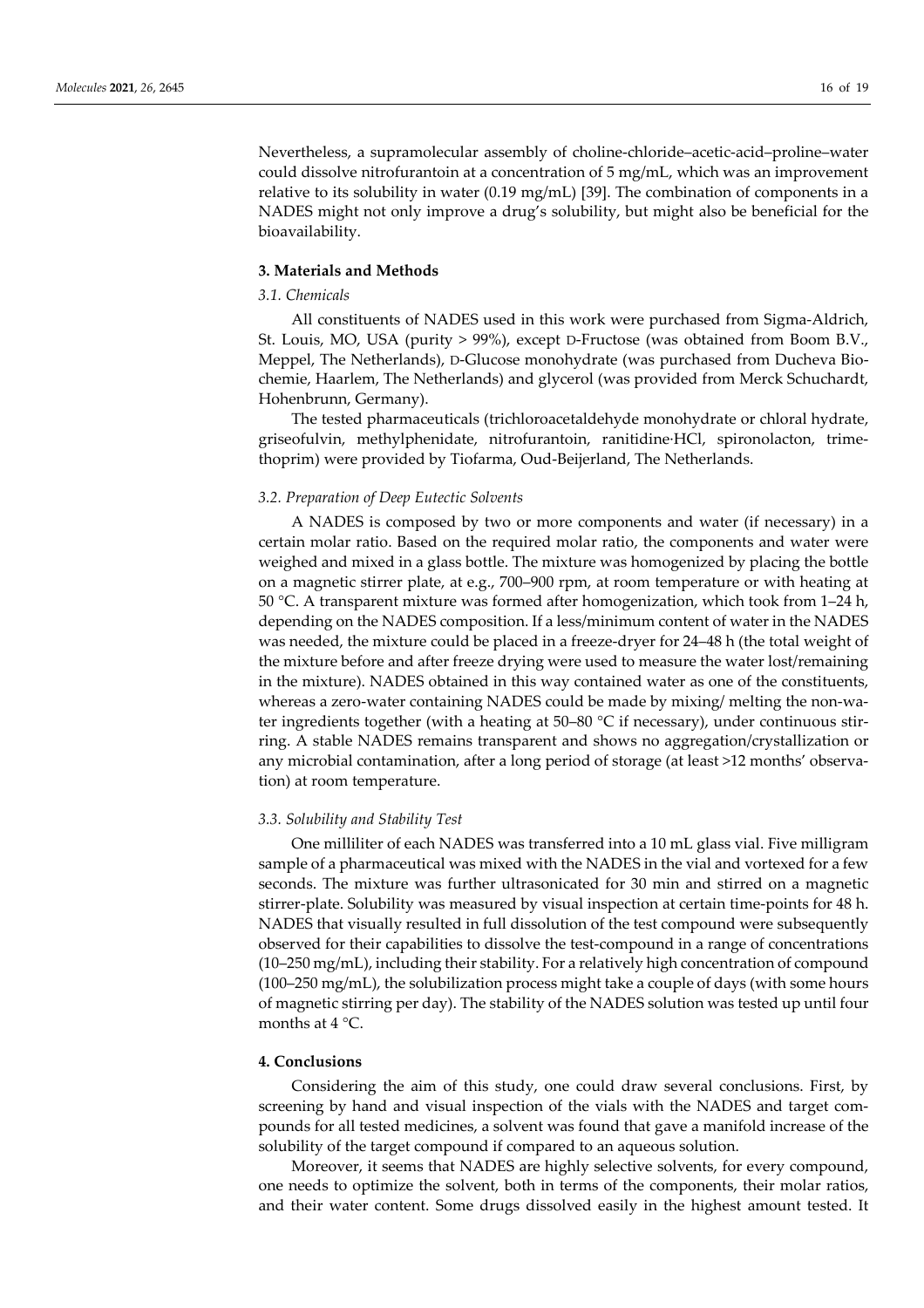Nevertheless, a supramolecular assembly of choline-chloride–acetic-acid–proline–water could dissolve nitrofurantoin at a concentration of 5 mg/mL, which was an improvement relative to its solubility in water (0.19 mg/mL) [39]. The combination of components in a NADES might not only improve a drug's solubility, but might also be beneficial for the bioavailability.

## 3. Materials and Methods

### 3.1. Chemicals

All constituents of NADES used in this work were purchased from Sigma-Aldrich, St. Louis, MO, USA (purity > 99%), except D-Fructose (was obtained from Boom B.V., Meppel, The Netherlands), D-Glucose monohydrate (was purchased from Ducheva Biochemie, Haarlem, The Netherlands) and glycerol (was provided from Merck Schuchardt, Hohenbrunn, Germany).

The tested pharmaceuticals (trichloroacetaldehyde monohydrate or chloral hydrate, griseofulvin, methylphenidate, nitrofurantoin, ranitidine·HCl, spironolacton, trimethoprim) were provided by Tiofarma, Oud-Beijerland, The Netherlands.

### 3.2. Preparation of Deep Eutectic Solvents

A NADES is composed by two or more components and water (if necessary) in a certain molar ratio. Based on the required molar ratio, the components and water were weighed and mixed in a glass bottle. The mixture was homogenized by placing the bottle on a magnetic stirrer plate, at e.g., 700–900 rpm, at room temperature or with heating at 50 °C. A transparent mixture was formed after homogenization, which took from 1–24 h, depending on the NADES composition. If a less/minimum content of water in the NADES was needed, the mixture could be placed in a freeze-dryer for 24–48 h (the total weight of the mixture before and after freeze drying were used to measure the water lost/remaining in the mixture). NADES obtained in this way contained water as one of the constituents, whereas a zero-water containing NADES could be made by mixing/ melting the non-water ingredients together (with a heating at 50–80 °C if necessary), under continuous stirring. A stable NADES remains transparent and shows no aggregation/crystallization or any microbial contamination, after a long period of storage (at least >12 months' observation) at room temperature.

### 3.3. Solubility and Stability Test

One milliliter of each NADES was transferred into a 10 mL glass vial. Five milligram sample of a pharmaceutical was mixed with the NADES in the vial and vortexed for a few seconds. The mixture was further ultrasonicated for 30 min and stirred on a magnetic stirrer-plate. Solubility was measured by visual inspection at certain time-points for 48 h. NADES that visually resulted in full dissolution of the test compound were subsequently observed for their capabilities to dissolve the test-compound in a range of concentrations (10–250 mg/mL), including their stability. For a relatively high concentration of compound (100–250 mg/mL), the solubilization process might take a couple of days (with some hours of magnetic stirring per day). The stability of the NADES solution was tested up until four months at 4 °C.

## 4. Conclusions

Considering the aim of this study, one could draw several conclusions. First, by screening by hand and visual inspection of the vials with the NADES and target compounds for all tested medicines, a solvent was found that gave a manifold increase of the solubility of the target compound if compared to an aqueous solution.

Moreover, it seems that NADES are highly selective solvents, for every compound, one needs to optimize the solvent, both in terms of the components, their molar ratios, and their water content. Some drugs dissolved easily in the highest amount tested. It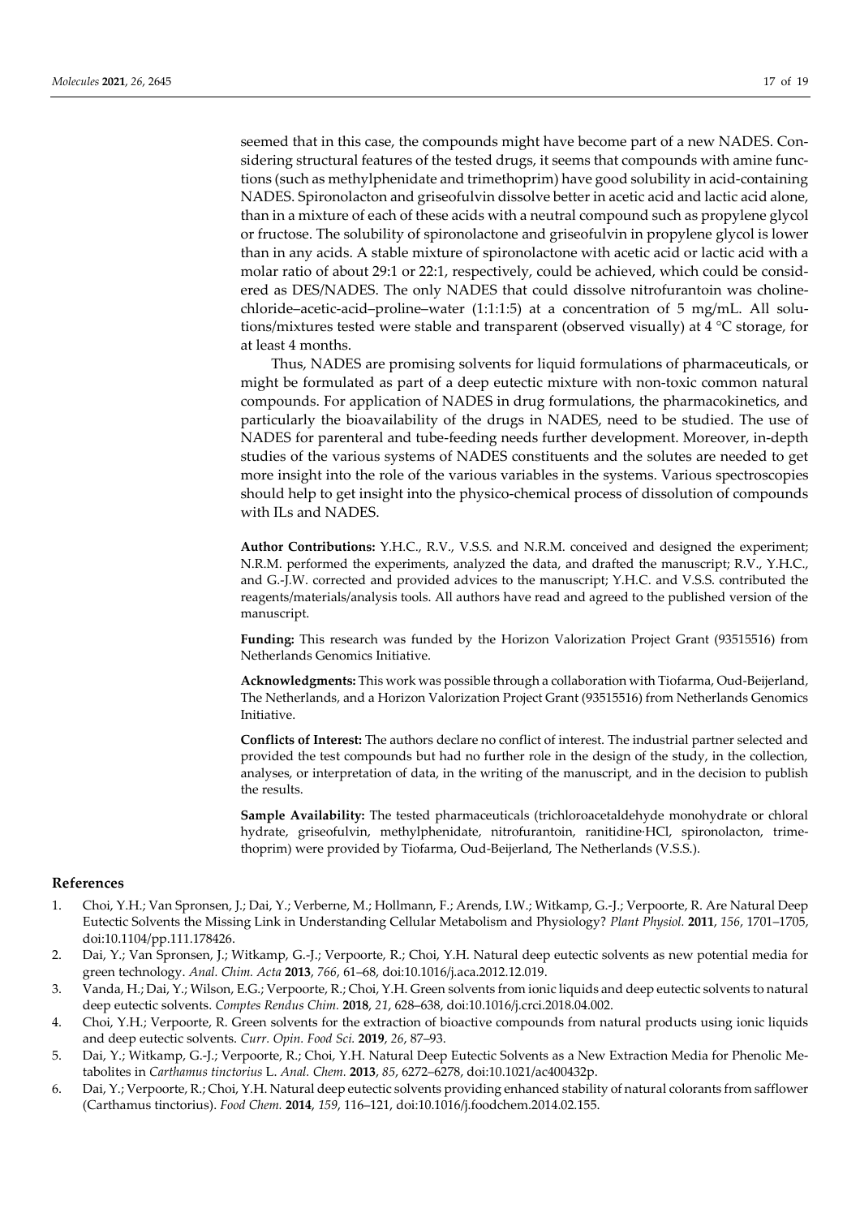seemed that in this case, the compounds might have become part of a new NADES. Considering structural features of the tested drugs, it seems that compounds with amine functions (such as methylphenidate and trimethoprim) have good solubility in acid-containing NADES. Spironolacton and griseofulvin dissolve better in acetic acid and lactic acid alone, than in a mixture of each of these acids with a neutral compound such as propylene glycol or fructose. The solubility of spironolactone and griseofulvin in propylene glycol is lower than in any acids. A stable mixture of spironolactone with acetic acid or lactic acid with a molar ratio of about 29:1 or 22:1, respectively, could be achieved, which could be considered as DES/NADES. The only NADES that could dissolve nitrofurantoin was cholinechloride–acetic-acid–proline–water (1:1:1:5) at a concentration of 5 mg/mL. All solutions/mixtures tested were stable and transparent (observed visually) at 4 °C storage, for at least 4 months.

Thus, NADES are promising solvents for liquid formulations of pharmaceuticals, or might be formulated as part of a deep eutectic mixture with non-toxic common natural compounds. For application of NADES in drug formulations, the pharmacokinetics, and particularly the bioavailability of the drugs in NADES, need to be studied. The use of NADES for parenteral and tube-feeding needs further development. Moreover, in-depth studies of the various systems of NADES constituents and the solutes are needed to get more insight into the role of the various variables in the systems. Various spectroscopies should help to get insight into the physico-chemical process of dissolution of compounds with ILs and NADES.

**Author Contributions:** Y.H.C., R.V., V.S.S. and N.R.M. conceived and designed the experiment; N.R.M. performed the experiments, analyzed the data, and drafted the manuscript; R.V., Y.H.C., and G.-J.W. corrected and provided advices to the manuscript; Y.H.C. and V.S.S. contributed the reagents/materials/analysis tools. All authors have read and agreed to the published version of the manuscript.

**Funding:** This research was funded by the Horizon Valorization Project Grant (93515516) from Netherlands Genomics Initiative.

**Acknowledgments:** This work was possible through a collaboration with Tiofarma, Oud-Beijerland, The Netherlands, and a Horizon Valorization Project Grant (93515516) from Netherlands Genomics Initiative.

**Conflicts of Interest:** The authors declare no conflict of interest. The industrial partner selected and provided the test compounds but had no further role in the design of the study, in the collection, analyses, or interpretation of data, in the writing of the manuscript, and in the decision to publish the results.

**Sample Availability:** The tested pharmaceuticals (trichloroacetaldehyde monohydrate or chloral hydrate, griseofulvin, methylphenidate, nitrofurantoin, ranitidine·HCl, spironolacton, trimethoprim) were provided by Tiofarma, Oud-Beijerland, The Netherlands (V.S.S.).

## References

1. Choi, Y.H.; Van Spronsen, J.; Dai, Y.; Verberne, M.; Hollmann, F.; Arends, I.W.; Witkamp, G.-J.; Verpoorte, R. Are Natural Deep Eutectic Solvents the Missing Link in Understanding Cellular Metabolism and Physiology? *Plant Physiol.* **2011**, *156*, 1701–1705, doi:10.1104/pp.111.178426.
2. Dai, Y.; Van Spronsen, J.; Witkamp, G.-J.; Verpoorte, R.; Choi, Y.H. Natural deep eutectic solvents as new potential media for green technology. *Anal. Chim. Acta* **2013**, *766*, 61–68, doi:10.1016/j.aca.2012.12.019.
3. Vanda, H.; Dai, Y.; Wilson, E.G.; Verpoorte, R.; Choi, Y.H. Green solvents from ionic liquids and deep eutectic solvents to natural deep eutectic solvents. *Comptes Rendus Chim.* **2018**, *21*, 628–638, doi:10.1016/j.crci.2018.04.002.
4. Choi, Y.H.; Verpoorte, R. Green solvents for the extraction of bioactive compounds from natural products using ionic liquids and deep eutectic solvents. *Curr. Opin. Food Sci.* **2019**, *26*, 87–93.
5. Dai, Y.; Witkamp, G.-J.; Verpoorte, R.; Choi, Y.H. Natural Deep Eutectic Solvents as a New Extraction Media for Phenolic Metabolites in *Carthamus tinctorius* L. *Anal. Chem.* **2013**, *85*, 6272–6278, doi:10.1021/ac400432p.
6. Dai, Y.; Verpoorte, R.; Choi, Y.H. Natural deep eutectic solvents providing enhanced stability of natural colorants from safflower (Carthamus tinctorius). *Food Chem.* **2014**, *159*, 116–121, doi:10.1016/j.foodchem.2014.02.155.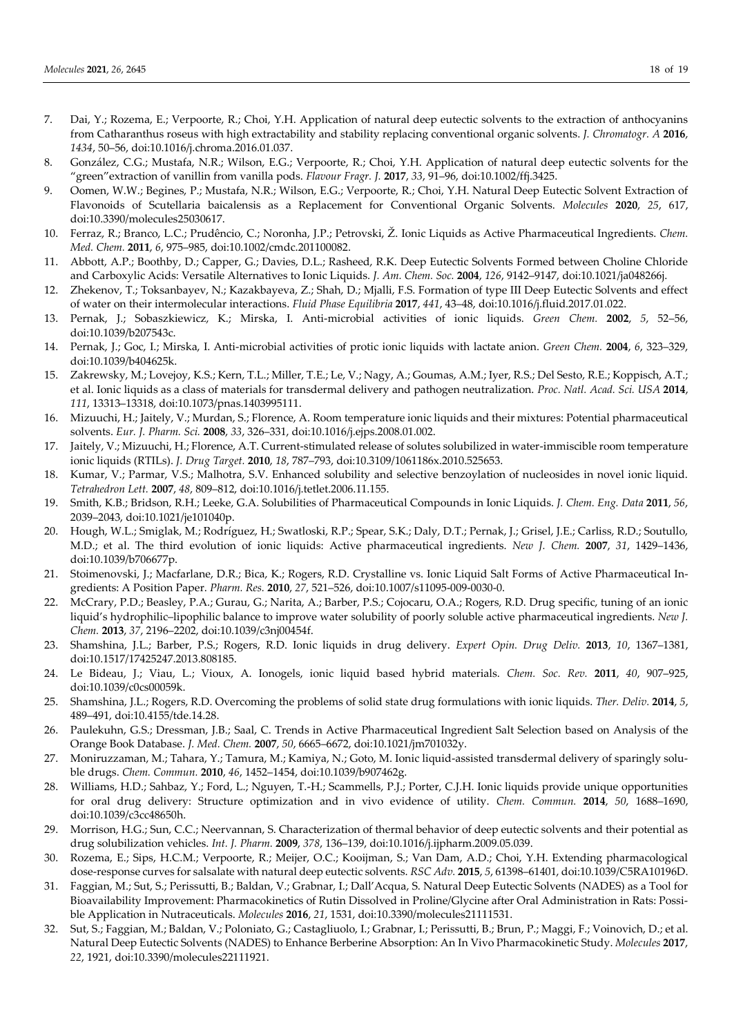7. Dai, Y.; Rozema, E.; Verpoorte, R.; Choi, Y.H. Application of natural deep eutectic solvents to the extraction of anthocyanins from Catharanthus roseus with high extractability and stability replacing conventional organic solvents. *J. Chromatogr. A* **2016**, *1434*, 50–56, doi:10.1016/j.chroma.2016.01.037.
8. González, C.G.; Mustafa, N.R.; Wilson, E.G.; Verpoorte, R.; Choi, Y.H. Application of natural deep eutectic solvents for the "green"extraction of vanillin from vanilla pods. *Flavour Fragr. J.* **2017**, *33*, 91–96, doi:10.1002/ffj.3425.
9. Oomen, W.W.; Begines, P.; Mustafa, N.R.; Wilson, E.G.; Verpoorte, R.; Choi, Y.H. Natural Deep Eutectic Solvent Extraction of Flavonoids of Scutellaria baicalensis as a Replacement for Conventional Organic Solvents. *Molecules* **2020**, *25*, 617, doi:10.3390/molecules25030617.
10. Ferraz, R.; Branco, L.C.; Prudêncio, C.; Noronha, J.P.; Petrovski, Ž. Ionic Liquids as Active Pharmaceutical Ingredients. *Chem. Med. Chem.* **2011**, *6*, 975–985, doi:10.1002/cmdc.201100082.
11. Abbott, A.P.; Boothby, D.; Capper, G.; Davies, D.L.; Rasheed, R.K. Deep Eutectic Solvents Formed between Choline Chloride and Carboxylic Acids: Versatile Alternatives to Ionic Liquids. *J. Am. Chem. Soc.* **2004**, *126*, 9142–9147, doi:10.1021/ja048266j.
12. Zhekenov, T.; Toksanbayev, N.; Kazakbayeva, Z.; Shah, D.; Mjalli, F.S. Formation of type III Deep Eutectic Solvents and effect of water on their intermolecular interactions. *Fluid Phase Equilibria* **2017**, *441*, 43–48, doi:10.1016/j.fluid.2017.01.022.
13. Pernak, J.; Sobaszkiewicz, K.; Mirska, I. Anti-microbial activities of ionic liquids. *Green Chem.* **2002**, *5*, 52–56, doi:10.1039/b207543c.
14. Pernak, J.; Goc, I.; Mirska, I. Anti-microbial activities of protic ionic liquids with lactate anion. *Green Chem.* **2004**, *6*, 323–329, doi:10.1039/b404625k.
15. Zakrewsky, M.; Lovejoy, K.S.; Kern, T.L.; Miller, T.E.; Le, V.; Nagy, A.; Goumas, A.M.; Iyer, R.S.; Del Sesto, R.E.; Koppisch, A.T.; et al. Ionic liquids as a class of materials for transdermal delivery and pathogen neutralization. *Proc. Natl. Acad. Sci. USA* **2014**, *111*, 13313–13318, doi:10.1073/pnas.1403995111.
16. Mizuuchi, H.; Jaitely, V.; Murdan, S.; Florence, A. Room temperature ionic liquids and their mixtures: Potential pharmaceutical solvents. *Eur. J. Pharm. Sci.* **2008**, *33*, 326–331, doi:10.1016/j.ejps.2008.01.002.
17. Jaitely, V.; Mizuuchi, H.; Florence, A.T. Current-stimulated release of solutes solubilized in water-immiscible room temperature ionic liquids (RTILs). *J. Drug Target.* **2010**, *18*, 787–793, doi:10.3109/1061186x.2010.525653.
18. Kumar, V.; Parmar, V.S.; Malhotra, S.V. Enhanced solubility and selective benzoylation of nucleosides in novel ionic liquid. *Tetrahedron Lett.* **2007**, *48*, 809–812, doi:10.1016/j.tetlet.2006.11.155.
19. Smith, K.B.; Bridson, R.H.; Leeke, G.A. Solubilities of Pharmaceutical Compounds in Ionic Liquids. *J. Chem. Eng. Data* **2011**, *56*, 2039–2043, doi:10.1021/je101040p.
20. Hough, W.L.; Smiglak, M.; Rodríguez, H.; Swatloski, R.P.; Spear, S.K.; Daly, D.T.; Pernak, J.; Grisel, J.E.; Carliss, R.D.; Soutullo, M.D.; et al. The third evolution of ionic liquids: Active pharmaceutical ingredients. *New J. Chem.* **2007**, *31*, 1429–1436, doi:10.1039/b706677p.
21. Stoimenovski, J.; Macfarlane, D.R.; Bica, K.; Rogers, R.D. Crystalline vs. Ionic Liquid Salt Forms of Active Pharmaceutical Ingredients: A Position Paper. *Pharm. Res.* **2010**, *27*, 521–526, doi:10.1007/s11095-009-0030-0.
22. McCrary, P.D.; Beasley, P.A.; Gurau, G.; Narita, A.; Barber, P.S.; Cojocaru, O.A.; Rogers, R.D. Drug specific, tuning of an ionic liquid's hydrophilic–lipophilic balance to improve water solubility of poorly soluble active pharmaceutical ingredients. *New J. Chem.* **2013**, *37*, 2196–2202, doi:10.1039/c3nj00454f.
23. Shamshina, J.L.; Barber, P.S.; Rogers, R.D. Ionic liquids in drug delivery. *Expert Opin. Drug Deliv.* **2013**, *10*, 1367–1381, doi:10.1517/17425247.2013.808185.
24. Le Bideau, J.; Viau, L.; Vioux, A. Ionogels, ionic liquid based hybrid materials. *Chem. Soc. Rev.* **2011**, *40*, 907–925, doi:10.1039/c0cs00059k.
25. Shamshina, J.L.; Rogers, R.D. Overcoming the problems of solid state drug formulations with ionic liquids. *Ther. Deliv.* **2014**, *5*, 489–491, doi:10.4155/tde.14.28.
26. Paulekuhn, G.S.; Dressman, J.B.; Saal, C. Trends in Active Pharmaceutical Ingredient Salt Selection based on Analysis of the Orange Book Database. *J. Med. Chem.* **2007**, *50*, 6665–6672, doi:10.1021/jm701032y.
27. Moniruzzaman, M.; Tahara, Y.; Tamura, M.; Kamiya, N.; Goto, M. Ionic liquid-assisted transdermal delivery of sparingly soluble drugs. *Chem. Commun.* **2010**, *46*, 1452–1454, doi:10.1039/b907462g.
28. Williams, H.D.; Sahbaz, Y.; Ford, L.; Nguyen, T.-H.; Scammells, P.J.; Porter, C.J.H. Ionic liquids provide unique opportunities for oral drug delivery: Structure optimization and in vivo evidence of utility. *Chem. Commun.* **2014**, *50*, 1688–1690, doi:10.1039/c3cc48650h.
29. Morrison, H.G.; Sun, C.C.; Neervannan, S. Characterization of thermal behavior of deep eutectic solvents and their potential as drug solubilization vehicles. *Int. J. Pharm.* **2009**, *378*, 136–139, doi:10.1016/j.ijpharm.2009.05.039.
30. Rozema, E.; Sips, H.C.M.; Verpoorte, R.; Meijer, O.C.; Kooijman, S.; Van Dam, A.D.; Choi, Y.H. Extending pharmacological dose-response curves for salsalate with natural deep eutectic solvents. *RSC Adv.* **2015**, *5*, 61398–61401, doi:10.1039/C5RA10196D.
31. Faggian, M.; Sut, S.; Perissutti, B.; Baldan, V.; Grabnar, I.; Dall'Acqua, S. Natural Deep Eutectic Solvents (NADES) as a Tool for Bioavailability Improvement: Pharmacokinetics of Rutin Dissolved in Proline/Glycine after Oral Administration in Rats: Possible Application in Nutraceuticals. *Molecules* **2016**, *21*, 1531, doi:10.3390/molecules21111531.
32. Sut, S.; Faggian, M.; Baldan, V.; Poloniato, G.; Castagliuolo, I.; Grabnar, I.; Perissutti, B.; Brun, P.; Maggi, F.; Voinovich, D.; et al. Natural Deep Eutectic Solvents (NADES) to Enhance Berberine Absorption: An In Vivo Pharmacokinetic Study. *Molecules* **2017**, *22*, 1921, doi:10.3390/molecules22111921.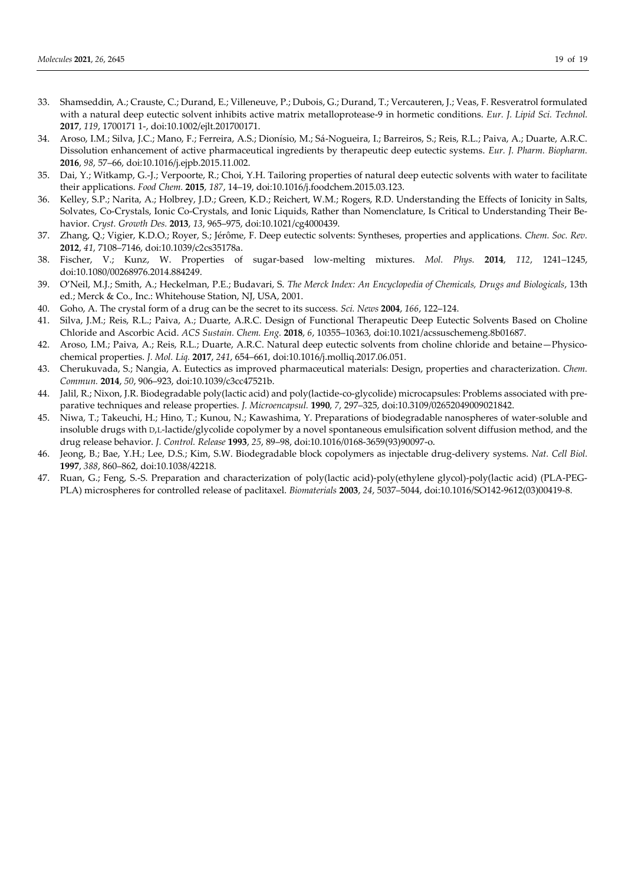33. Shamseddin, A.; Crauste, C.; Durand, E.; Villeneuve, P.; Dubois, G.; Durand, T.; Vercauteren, J.; Veas, F. Resveratrol formulated with a natural deep eutectic solvent inhibits active matrix metalloprotease-9 in hormetic conditions. *Eur. J. Lipid Sci. Technol.* **2017**, *119*, 1700171 1-, doi:10.1002/ejlt.201700171.
34. Aroso, I.M.; Silva, J.C.; Mano, F.; Ferreira, A.S.; Dionísio, M.; Sá-Nogueira, I.; Barreiros, S.; Reis, R.L.; Paiva, A.; Duarte, A.R.C. Dissolution enhancement of active pharmaceutical ingredients by therapeutic deep eutectic systems. *Eur. J. Pharm. Biopharm.* **2016**, *98*, 57–66, doi:10.1016/j.ejpb.2015.11.002.
35. Dai, Y.; Witkamp, G.-J.; Verpoorte, R.; Choi, Y.H. Tailoring properties of natural deep eutectic solvents with water to facilitate their applications. *Food Chem.* **2015**, *187*, 14–19, doi:10.1016/j.foodchem.2015.03.123.
36. Kelley, S.P.; Narita, A.; Holbrey, J.D.; Green, K.D.; Reichert, W.M.; Rogers, R.D. Understanding the Effects of Ionicity in Salts, Solvates, Co-Crystals, Ionic Co-Crystals, and Ionic Liquids, Rather than Nomenclature, Is Critical to Understanding Their Behavior. *Cryst. Growth Des.* **2013**, *13*, 965–975, doi:10.1021/cg4000439.
37. Zhang, Q.; Vigier, K.D.O.; Royer, S.; Jérôme, F. Deep eutectic solvents: Syntheses, properties and applications. *Chem. Soc. Rev.* **2012**, *41*, 7108–7146, doi:10.1039/c2cs35178a.
38. Fischer, V.; Kunz, W. Properties of sugar-based low-melting mixtures. *Mol. Phys.* **2014**, *112*, 1241–1245, doi:10.1080/00268976.2014.884249.
39. O'Neil, M.J.; Smith, A.; Heckelman, P.E.; Budavari, S. *The Merck Index: An Encyclopedia of Chemicals, Drugs and Biologicals*, 13th ed.; Merck & Co., Inc.: Whitehouse Station, NJ, USA, 2001.
40. Goho, A. The crystal form of a drug can be the secret to its success. *Sci. News* **2004**, *166*, 122–124.
41. Silva, J.M.; Reis, R.L.; Paiva, A.; Duarte, A.R.C. Design of Functional Therapeutic Deep Eutectic Solvents Based on Choline Chloride and Ascorbic Acid. *ACS Sustain. Chem. Eng.* **2018**, *6*, 10355–10363, doi:10.1021/acssuschemeng.8b01687.
42. Aroso, I.M.; Paiva, A.; Reis, R.L.; Duarte, A.R.C. Natural deep eutectic solvents from choline chloride and betaine—Physicochemical properties. *J. Mol. Liq.* **2017**, *241*, 654–661, doi:10.1016/j.molliq.2017.06.051.
43. Cherukuvada, S.; Nangia, A. Eutectics as improved pharmaceutical materials: Design, properties and characterization. *Chem. Commun.* **2014**, *50*, 906–923, doi:10.1039/c3cc47521b.
44. Jalil, R.; Nixon, J.R. Biodegradable poly(lactic acid) and poly(lactide-co-glycolide) microcapsules: Problems associated with preparative techniques and release properties. *J. Microencapsul.* **1990**, *7*, 297–325, doi:10.3109/02652049009021842.
45. Niwa, T.; Takeuchi, H.; Hino, T.; Kunou, N.; Kawashima, Y. Preparations of biodegradable nanospheres of water-soluble and insoluble drugs with D,L-lactide/glycolide copolymer by a novel spontaneous emulsification solvent diffusion method, and the drug release behavior. *J. Control. Release* **1993**, *25*, 89–98, doi:10.1016/0168-3659(93)90097-o.
46. Jeong, B.; Bae, Y.H.; Lee, D.S.; Kim, S.W. Biodegradable block copolymers as injectable drug-delivery systems. *Nat. Cell Biol.* **1997**, *388*, 860–862, doi:10.1038/42218.
47. Ruan, G.; Feng, S.-S. Preparation and characterization of poly(lactic acid)-poly(ethylene glycol)-poly(lactic acid) (PLA-PEG-PLA) microspheres for controlled release of paclitaxel. *Biomaterials* **2003**, *24*, 5037–5044, doi:10.1016/SO142-9612(03)00419-8.